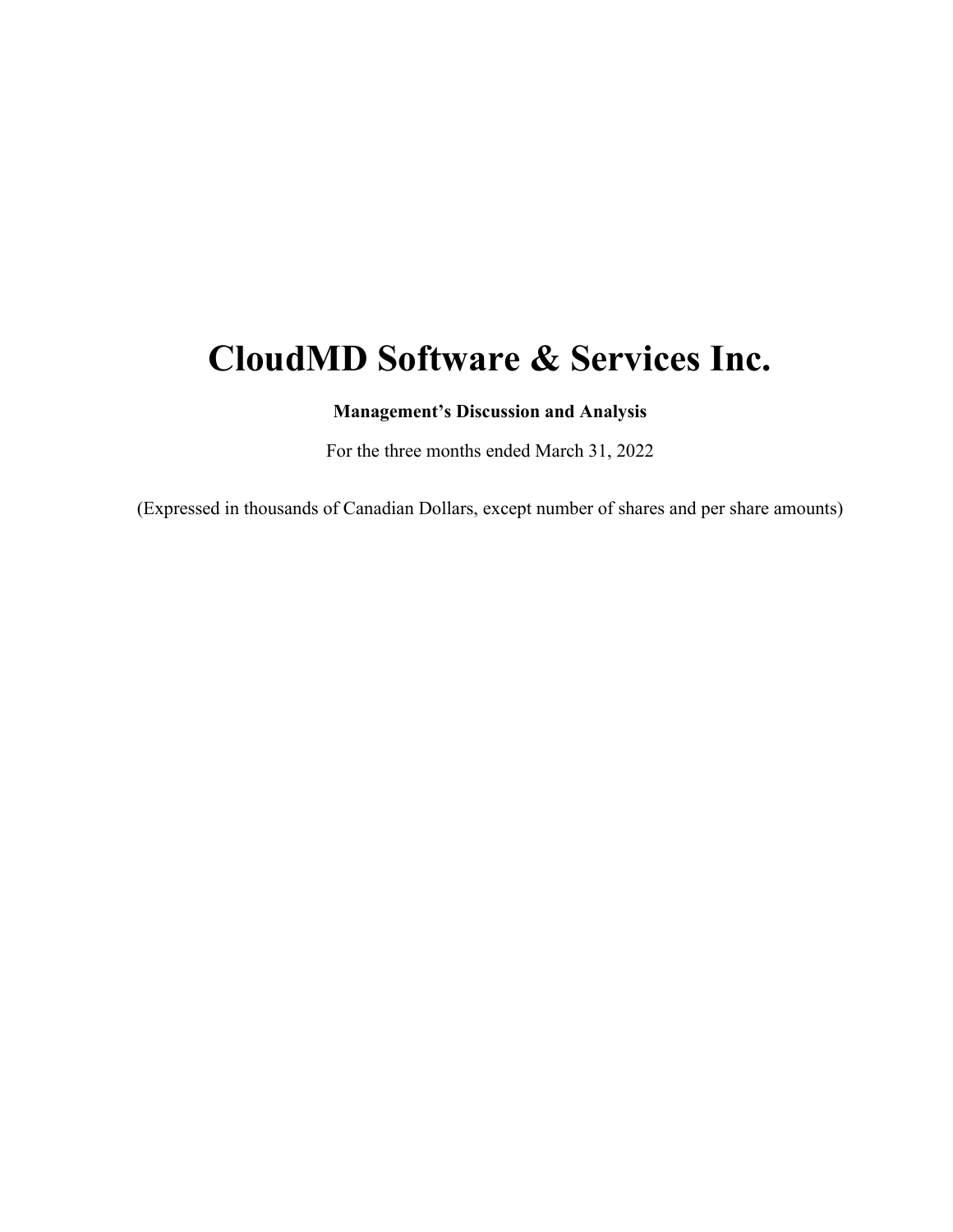# CloudMD Software & Services Inc.

**Management's Discussion and Analysis**

For the three months ended March 31, 2022

(Expressed in thousands of Canadian Dollars, except number of shares and per share amounts)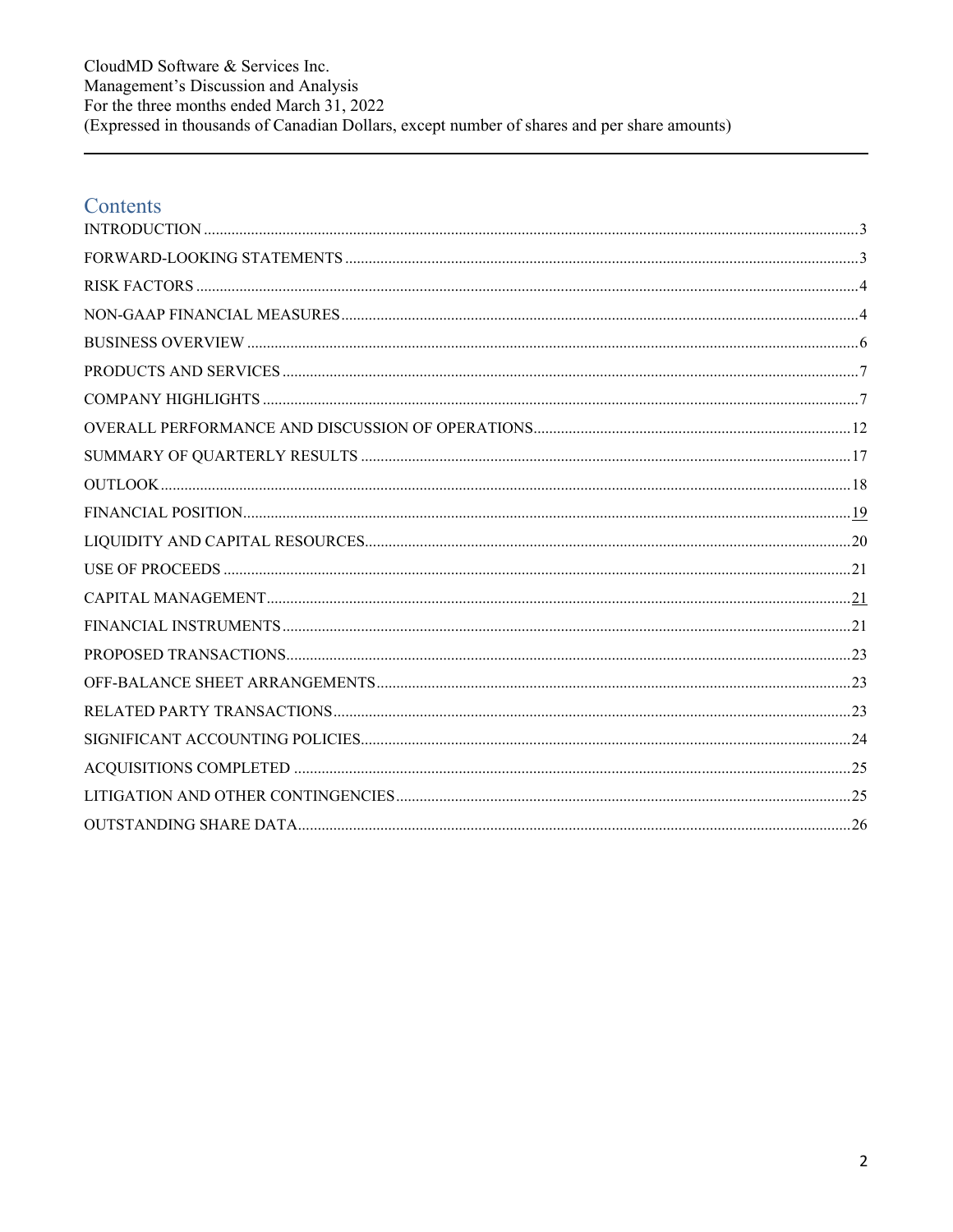## Contents

INTRODUCTION ... 3
FORWARD-LOOKING STATEMENTS ... 3
RISK FACTORS ... 4
NON-GAAP FINANCIAL MEASURES ... 4
BUSINESS OVERVIEW ... 6
PRODUCTS AND SERVICES ... 7
COMPANY HIGHLIGHTS ... 7
OVERALL PERFORMANCE AND DISCUSSION OF OPERATIONS ... 12
SUMMARY OF QUARTERLY RESULTS ... 17
OUTLOOK ... 18
FINANCIAL POSITION ... 19
LIQUIDITY AND CAPITAL RESOURCES ... 20
USE OF PROCEEDS ... 21
CAPITAL MANAGEMENT ... 21
FINANCIAL INSTRUMENTS ... 21
PROPOSED TRANSACTIONS ... 23
OFF-BALANCE SHEET ARRANGEMENTS ... 23
RELATED PARTY TRANSACTIONS ... 23
SIGNIFICANT ACCOUNTING POLICIES ... 24
ACQUISITIONS COMPLETED ... 25
LITIGATION AND OTHER CONTINGENCIES ... 25
OUTSTANDING SHARE DATA ... 26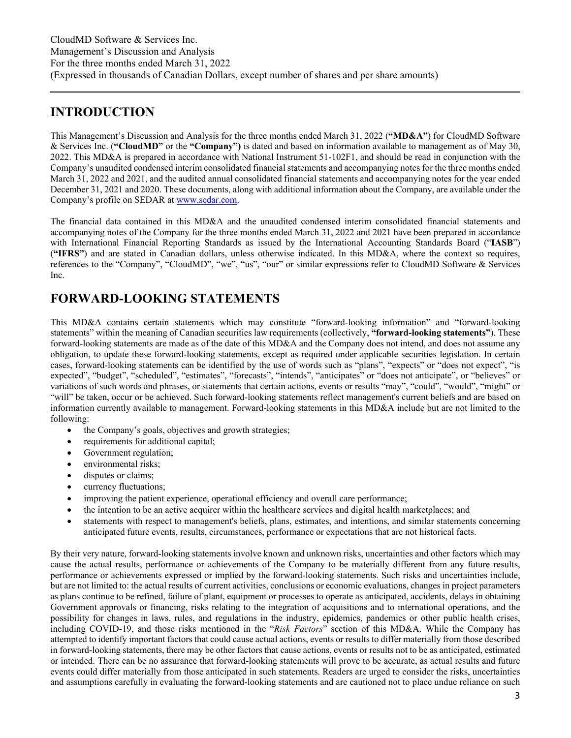# INTRODUCTION

This Management's Discussion and Analysis for the three months ended March 31, 2022 (**"MD&A"**) for CloudMD Software & Services Inc. (**"CloudMD"** or the **"Company")** is dated and based on information available to management as of May 30, 2022. This MD&A is prepared in accordance with National Instrument 51-102F1, and should be read in conjunction with the Company's unaudited condensed interim consolidated financial statements and accompanying notes for the three months ended March 31, 2022 and 2021, and the audited annual consolidated financial statements and accompanying notes for the year ended December 31, 2021 and 2020. These documents, along with additional information about the Company, are available under the Company's profile on SEDAR at www.sedar.com.

The financial data contained in this MD&A and the unaudited condensed interim consolidated financial statements and accompanying notes of the Company for the three months ended March 31, 2022 and 2021 have been prepared in accordance with International Financial Reporting Standards as issued by the International Accounting Standards Board ("**IASB**") (**"IFRS"**) and are stated in Canadian dollars, unless otherwise indicated. In this MD&A, where the context so requires, references to the "Company", "CloudMD", "we", "us", "our" or similar expressions refer to CloudMD Software & Services Inc.

# FORWARD-LOOKING STATEMENTS

This MD&A contains certain statements which may constitute "forward-looking information" and "forward-looking statements" within the meaning of Canadian securities law requirements (collectively, **"forward-looking statements"**). These forward-looking statements are made as of the date of this MD&A and the Company does not intend, and does not assume any obligation, to update these forward-looking statements, except as required under applicable securities legislation. In certain cases, forward-looking statements can be identified by the use of words such as "plans", "expects" or "does not expect", "is expected", "budget", "scheduled", "estimates", "forecasts", "intends", "anticipates" or "does not anticipate", or "believes" or variations of such words and phrases, or statements that certain actions, events or results "may", "could", "would", "might" or "will" be taken, occur or be achieved. Such forward-looking statements reflect management's current beliefs and are based on information currently available to management. Forward-looking statements in this MD&A include but are not limited to the following:

- the Company's goals, objectives and growth strategies;
- requirements for additional capital;
- Government regulation;
- environmental risks;
- disputes or claims;
- currency fluctuations;
- improving the patient experience, operational efficiency and overall care performance;
- the intention to be an active acquirer within the healthcare services and digital health marketplaces; and
- statements with respect to management's beliefs, plans, estimates, and intentions, and similar statements concerning anticipated future events, results, circumstances, performance or expectations that are not historical facts.

By their very nature, forward-looking statements involve known and unknown risks, uncertainties and other factors which may cause the actual results, performance or achievements of the Company to be materially different from any future results, performance or achievements expressed or implied by the forward-looking statements. Such risks and uncertainties include, but are not limited to: the actual results of current activities, conclusions or economic evaluations, changes in project parameters as plans continue to be refined, failure of plant, equipment or processes to operate as anticipated, accidents, delays in obtaining Government approvals or financing, risks relating to the integration of acquisitions and to international operations, and the possibility for changes in laws, rules, and regulations in the industry, epidemics, pandemics or other public health crises, including COVID-19, and those risks mentioned in the "*Risk Factors*" section of this MD&A. While the Company has attempted to identify important factors that could cause actual actions, events or results to differ materially from those described in forward-looking statements, there may be other factors that cause actions, events or results not to be as anticipated, estimated or intended. There can be no assurance that forward-looking statements will prove to be accurate, as actual results and future events could differ materially from those anticipated in such statements. Readers are urged to consider the risks, uncertainties and assumptions carefully in evaluating the forward-looking statements and are cautioned not to place undue reliance on such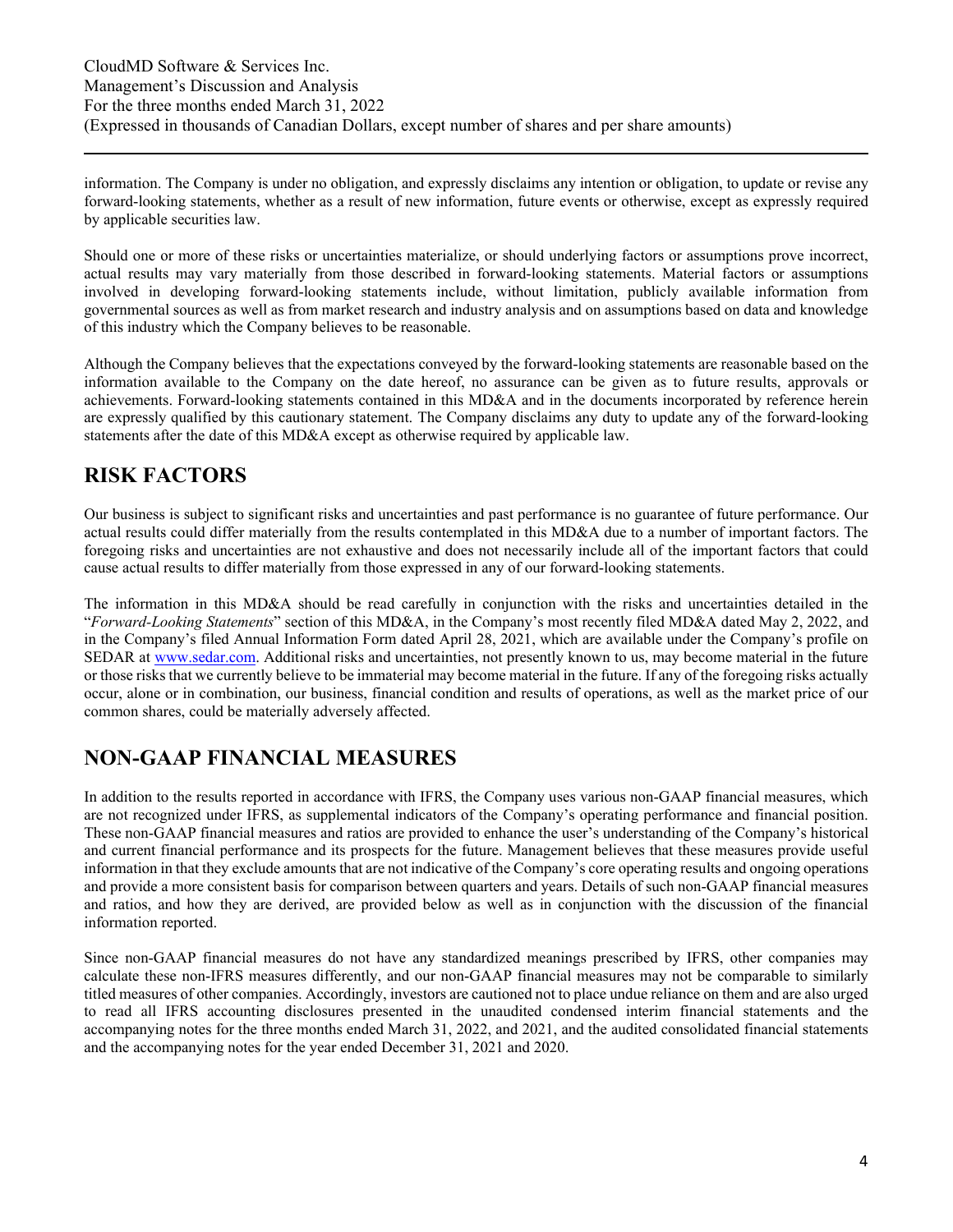information. The Company is under no obligation, and expressly disclaims any intention or obligation, to update or revise any forward-looking statements, whether as a result of new information, future events or otherwise, except as expressly required by applicable securities law.

Should one or more of these risks or uncertainties materialize, or should underlying factors or assumptions prove incorrect, actual results may vary materially from those described in forward-looking statements. Material factors or assumptions involved in developing forward-looking statements include, without limitation, publicly available information from governmental sources as well as from market research and industry analysis and on assumptions based on data and knowledge of this industry which the Company believes to be reasonable.

Although the Company believes that the expectations conveyed by the forward-looking statements are reasonable based on the information available to the Company on the date hereof, no assurance can be given as to future results, approvals or achievements. Forward-looking statements contained in this MD&A and in the documents incorporated by reference herein are expressly qualified by this cautionary statement. The Company disclaims any duty to update any of the forward-looking statements after the date of this MD&A except as otherwise required by applicable law.

# RISK FACTORS

Our business is subject to significant risks and uncertainties and past performance is no guarantee of future performance. Our actual results could differ materially from the results contemplated in this MD&A due to a number of important factors. The foregoing risks and uncertainties are not exhaustive and does not necessarily include all of the important factors that could cause actual results to differ materially from those expressed in any of our forward-looking statements.

The information in this MD&A should be read carefully in conjunction with the risks and uncertainties detailed in the "*Forward-Looking Statements*" section of this MD&A, in the Company's most recently filed MD&A dated May 2, 2022, and in the Company's filed Annual Information Form dated April 28, 2021, which are available under the Company's profile on SEDAR at www.sedar.com. Additional risks and uncertainties, not presently known to us, may become material in the future or those risks that we currently believe to be immaterial may become material in the future. If any of the foregoing risks actually occur, alone or in combination, our business, financial condition and results of operations, as well as the market price of our common shares, could be materially adversely affected.

# NON-GAAP FINANCIAL MEASURES

In addition to the results reported in accordance with IFRS, the Company uses various non-GAAP financial measures, which are not recognized under IFRS, as supplemental indicators of the Company's operating performance and financial position. These non-GAAP financial measures and ratios are provided to enhance the user's understanding of the Company's historical and current financial performance and its prospects for the future. Management believes that these measures provide useful information in that they exclude amounts that are not indicative of the Company's core operating results and ongoing operations and provide a more consistent basis for comparison between quarters and years. Details of such non-GAAP financial measures and ratios, and how they are derived, are provided below as well as in conjunction with the discussion of the financial information reported.

Since non-GAAP financial measures do not have any standardized meanings prescribed by IFRS, other companies may calculate these non-IFRS measures differently, and our non-GAAP financial measures may not be comparable to similarly titled measures of other companies. Accordingly, investors are cautioned not to place undue reliance on them and are also urged to read all IFRS accounting disclosures presented in the unaudited condensed interim financial statements and the accompanying notes for the three months ended March 31, 2022, and 2021, and the audited consolidated financial statements and the accompanying notes for the year ended December 31, 2021 and 2020.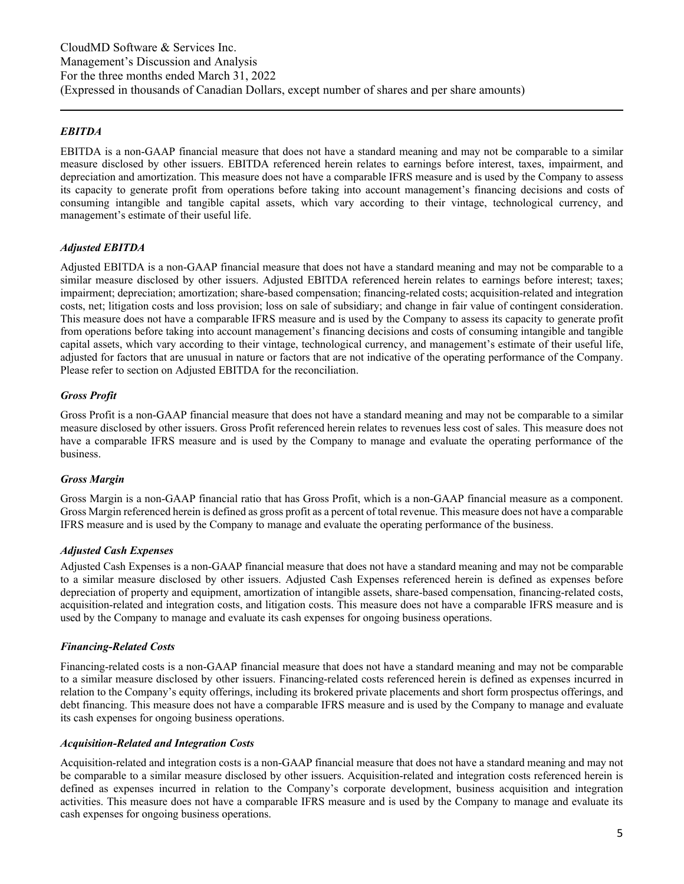### *EBITDA*

EBITDA is a non-GAAP financial measure that does not have a standard meaning and may not be comparable to a similar measure disclosed by other issuers. EBITDA referenced herein relates to earnings before interest, taxes, impairment, and depreciation and amortization. This measure does not have a comparable IFRS measure and is used by the Company to assess its capacity to generate profit from operations before taking into account management's financing decisions and costs of consuming intangible and tangible capital assets, which vary according to their vintage, technological currency, and management's estimate of their useful life.

### *Adjusted EBITDA*

Adjusted EBITDA is a non-GAAP financial measure that does not have a standard meaning and may not be comparable to a similar measure disclosed by other issuers. Adjusted EBITDA referenced herein relates to earnings before interest; taxes; impairment; depreciation; amortization; share-based compensation; financing-related costs; acquisition-related and integration costs, net; litigation costs and loss provision; loss on sale of subsidiary; and change in fair value of contingent consideration. This measure does not have a comparable IFRS measure and is used by the Company to assess its capacity to generate profit from operations before taking into account management's financing decisions and costs of consuming intangible and tangible capital assets, which vary according to their vintage, technological currency, and management's estimate of their useful life, adjusted for factors that are unusual in nature or factors that are not indicative of the operating performance of the Company. Please refer to section on Adjusted EBITDA for the reconciliation.

### *Gross Profit*

Gross Profit is a non-GAAP financial measure that does not have a standard meaning and may not be comparable to a similar measure disclosed by other issuers. Gross Profit referenced herein relates to revenues less cost of sales. This measure does not have a comparable IFRS measure and is used by the Company to manage and evaluate the operating performance of the business.

### *Gross Margin*

Gross Margin is a non-GAAP financial ratio that has Gross Profit, which is a non-GAAP financial measure as a component. Gross Margin referenced herein is defined as gross profit as a percent of total revenue. This measure does not have a comparable IFRS measure and is used by the Company to manage and evaluate the operating performance of the business.

### *Adjusted Cash Expenses*

Adjusted Cash Expenses is a non-GAAP financial measure that does not have a standard meaning and may not be comparable to a similar measure disclosed by other issuers. Adjusted Cash Expenses referenced herein is defined as expenses before depreciation of property and equipment, amortization of intangible assets, share-based compensation, financing-related costs, acquisition-related and integration costs, and litigation costs. This measure does not have a comparable IFRS measure and is used by the Company to manage and evaluate its cash expenses for ongoing business operations.

### *Financing-Related Costs*

Financing-related costs is a non-GAAP financial measure that does not have a standard meaning and may not be comparable to a similar measure disclosed by other issuers. Financing-related costs referenced herein is defined as expenses incurred in relation to the Company's equity offerings, including its brokered private placements and short form prospectus offerings, and debt financing. This measure does not have a comparable IFRS measure and is used by the Company to manage and evaluate its cash expenses for ongoing business operations.

### *Acquisition-Related and Integration Costs*

Acquisition-related and integration costs is a non-GAAP financial measure that does not have a standard meaning and may not be comparable to a similar measure disclosed by other issuers. Acquisition-related and integration costs referenced herein is defined as expenses incurred in relation to the Company's corporate development, business acquisition and integration activities. This measure does not have a comparable IFRS measure and is used by the Company to manage and evaluate its cash expenses for ongoing business operations.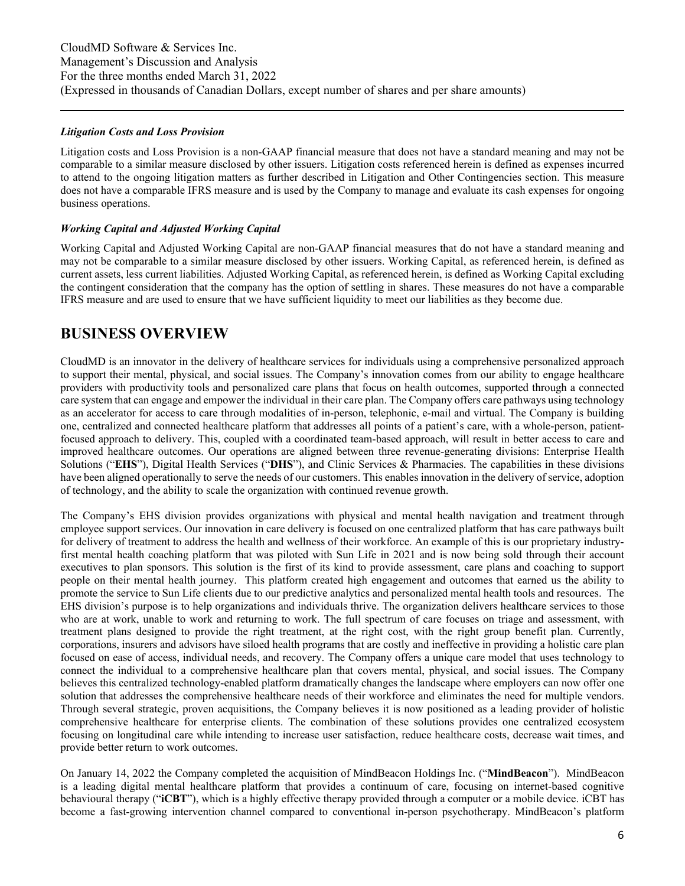### *Litigation Costs and Loss Provision*

Litigation costs and Loss Provision is a non-GAAP financial measure that does not have a standard meaning and may not be comparable to a similar measure disclosed by other issuers. Litigation costs referenced herein is defined as expenses incurred to attend to the ongoing litigation matters as further described in Litigation and Other Contingencies section. This measure does not have a comparable IFRS measure and is used by the Company to manage and evaluate its cash expenses for ongoing business operations.

### *Working Capital and Adjusted Working Capital*

Working Capital and Adjusted Working Capital are non-GAAP financial measures that do not have a standard meaning and may not be comparable to a similar measure disclosed by other issuers. Working Capital, as referenced herein, is defined as current assets, less current liabilities. Adjusted Working Capital, as referenced herein, is defined as Working Capital excluding the contingent consideration that the company has the option of settling in shares. These measures do not have a comparable IFRS measure and are used to ensure that we have sufficient liquidity to meet our liabilities as they become due.

# BUSINESS OVERVIEW

CloudMD is an innovator in the delivery of healthcare services for individuals using a comprehensive personalized approach to support their mental, physical, and social issues. The Company's innovation comes from our ability to engage healthcare providers with productivity tools and personalized care plans that focus on health outcomes, supported through a connected care system that can engage and empower the individual in their care plan. The Company offers care pathways using technology as an accelerator for access to care through modalities of in-person, telephonic, e-mail and virtual. The Company is building one, centralized and connected healthcare platform that addresses all points of a patient's care, with a whole-person, patient-focused approach to delivery. This, coupled with a coordinated team-based approach, will result in better access to care and improved healthcare outcomes. Our operations are aligned between three revenue-generating divisions: Enterprise Health Solutions ("**EHS**"), Digital Health Services ("**DHS**"), and Clinic Services & Pharmacies. The capabilities in these divisions have been aligned operationally to serve the needs of our customers. This enables innovation in the delivery of service, adoption of technology, and the ability to scale the organization with continued revenue growth.

The Company's EHS division provides organizations with physical and mental health navigation and treatment through employee support services. Our innovation in care delivery is focused on one centralized platform that has care pathways built for delivery of treatment to address the health and wellness of their workforce. An example of this is our proprietary industry-first mental health coaching platform that was piloted with Sun Life in 2021 and is now being sold through their account executives to plan sponsors. This solution is the first of its kind to provide assessment, care plans and coaching to support people on their mental health journey. This platform created high engagement and outcomes that earned us the ability to promote the service to Sun Life clients due to our predictive analytics and personalized mental health tools and resources. The EHS division's purpose is to help organizations and individuals thrive. The organization delivers healthcare services to those who are at work, unable to work and returning to work. The full spectrum of care focuses on triage and assessment, with treatment plans designed to provide the right treatment, at the right cost, with the right group benefit plan. Currently, corporations, insurers and advisors have siloed health programs that are costly and ineffective in providing a holistic care plan focused on ease of access, individual needs, and recovery. The Company offers a unique care model that uses technology to connect the individual to a comprehensive healthcare plan that covers mental, physical, and social issues. The Company believes this centralized technology-enabled platform dramatically changes the landscape where employers can now offer one solution that addresses the comprehensive healthcare needs of their workforce and eliminates the need for multiple vendors. Through several strategic, proven acquisitions, the Company believes it is now positioned as a leading provider of holistic comprehensive healthcare for enterprise clients. The combination of these solutions provides one centralized ecosystem focusing on longitudinal care while intending to increase user satisfaction, reduce healthcare costs, decrease wait times, and provide better return to work outcomes.

On January 14, 2022 the Company completed the acquisition of MindBeacon Holdings Inc. ("**MindBeacon**"). MindBeacon is a leading digital mental healthcare platform that provides a continuum of care, focusing on internet-based cognitive behavioural therapy ("**iCBT**"), which is a highly effective therapy provided through a computer or a mobile device. iCBT has become a fast-growing intervention channel compared to conventional in-person psychotherapy. MindBeacon's platform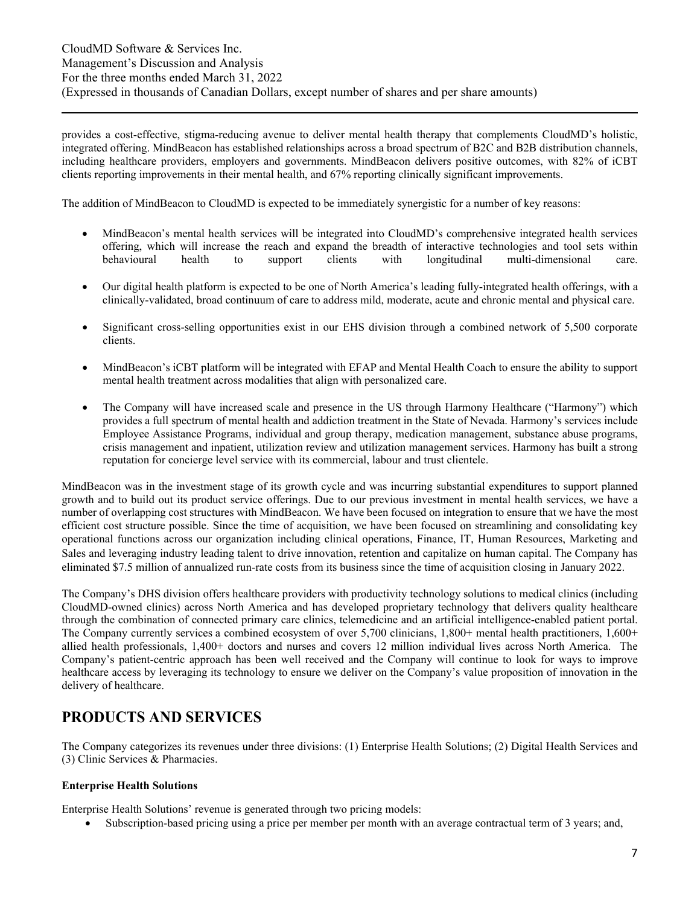provides a cost-effective, stigma-reducing avenue to deliver mental health therapy that complements CloudMD's holistic, integrated offering. MindBeacon has established relationships across a broad spectrum of B2C and B2B distribution channels, including healthcare providers, employers and governments. MindBeacon delivers positive outcomes, with 82% of iCBT clients reporting improvements in their mental health, and 67% reporting clinically significant improvements.

The addition of MindBeacon to CloudMD is expected to be immediately synergistic for a number of key reasons:

- MindBeacon's mental health services will be integrated into CloudMD's comprehensive integrated health services offering, which will increase the reach and expand the breadth of interactive technologies and tool sets within behavioural health to support clients with longitudinal multi-dimensional care.
- Our digital health platform is expected to be one of North America's leading fully-integrated health offerings, with a clinically-validated, broad continuum of care to address mild, moderate, acute and chronic mental and physical care.
- Significant cross-selling opportunities exist in our EHS division through a combined network of 5,500 corporate clients.
- MindBeacon's iCBT platform will be integrated with EFAP and Mental Health Coach to ensure the ability to support mental health treatment across modalities that align with personalized care.
- The Company will have increased scale and presence in the US through Harmony Healthcare ("Harmony") which provides a full spectrum of mental health and addiction treatment in the State of Nevada. Harmony's services include Employee Assistance Programs, individual and group therapy, medication management, substance abuse programs, crisis management and inpatient, utilization review and utilization management services. Harmony has built a strong reputation for concierge level service with its commercial, labour and trust clientele.

MindBeacon was in the investment stage of its growth cycle and was incurring substantial expenditures to support planned growth and to build out its product service offerings. Due to our previous investment in mental health services, we have a number of overlapping cost structures with MindBeacon. We have been focused on integration to ensure that we have the most efficient cost structure possible. Since the time of acquisition, we have been focused on streamlining and consolidating key operational functions across our organization including clinical operations, Finance, IT, Human Resources, Marketing and Sales and leveraging industry leading talent to drive innovation, retention and capitalize on human capital. The Company has eliminated $7.5 million of annualized run-rate costs from its business since the time of acquisition closing in January 2022.

The Company's DHS division offers healthcare providers with productivity technology solutions to medical clinics (including CloudMD-owned clinics) across North America and has developed proprietary technology that delivers quality healthcare through the combination of connected primary care clinics, telemedicine and an artificial intelligence-enabled patient portal. The Company currently services a combined ecosystem of over 5,700 clinicians, 1,800+ mental health practitioners, 1,600+ allied health professionals, 1,400+ doctors and nurses and covers 12 million individual lives across North America. The Company's patient-centric approach has been well received and the Company will continue to look for ways to improve healthcare access by leveraging its technology to ensure we deliver on the Company's value proposition of innovation in the delivery of healthcare.

## PRODUCTS AND SERVICES

The Company categorizes its revenues under three divisions: (1) Enterprise Health Solutions; (2) Digital Health Services and (3) Clinic Services & Pharmacies.

**Enterprise Health Solutions**

Enterprise Health Solutions' revenue is generated through two pricing models:

- Subscription-based pricing using a price per member per month with an average contractual term of 3 years; and,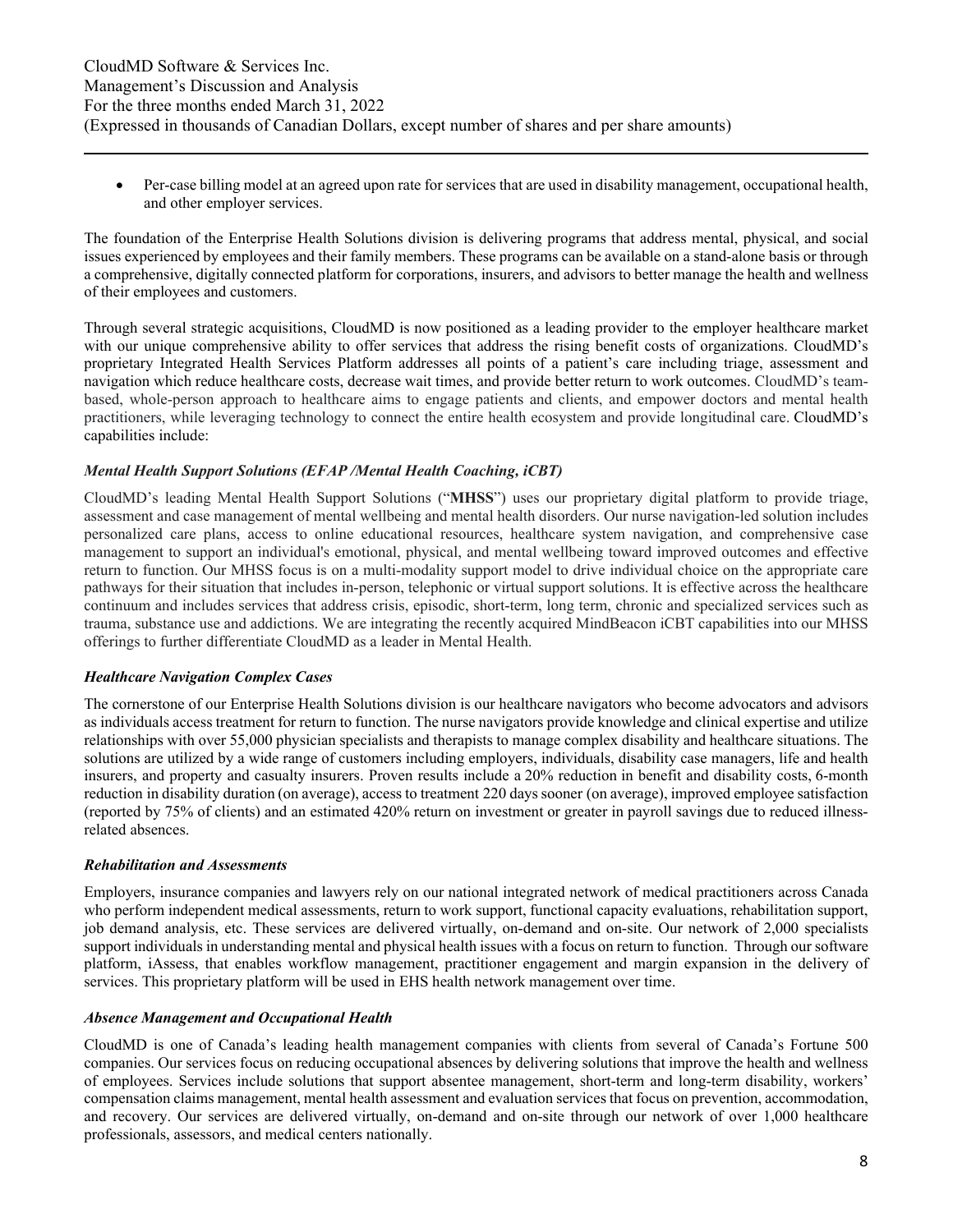- Per-case billing model at an agreed upon rate for services that are used in disability management, occupational health, and other employer services.

The foundation of the Enterprise Health Solutions division is delivering programs that address mental, physical, and social issues experienced by employees and their family members. These programs can be available on a stand-alone basis or through a comprehensive, digitally connected platform for corporations, insurers, and advisors to better manage the health and wellness of their employees and customers.

Through several strategic acquisitions, CloudMD is now positioned as a leading provider to the employer healthcare market with our unique comprehensive ability to offer services that address the rising benefit costs of organizations. CloudMD's proprietary Integrated Health Services Platform addresses all points of a patient's care including triage, assessment and navigation which reduce healthcare costs, decrease wait times, and provide better return to work outcomes. CloudMD's team-based, whole-person approach to healthcare aims to engage patients and clients, and empower doctors and mental health practitioners, while leveraging technology to connect the entire health ecosystem and provide longitudinal care. CloudMD's capabilities include:

***Mental Health Support Solutions (EFAP /Mental Health Coaching, iCBT)***

CloudMD's leading Mental Health Support Solutions ("**MHSS**") uses our proprietary digital platform to provide triage, assessment and case management of mental wellbeing and mental health disorders. Our nurse navigation-led solution includes personalized care plans, access to online educational resources, healthcare system navigation, and comprehensive case management to support an individual's emotional, physical, and mental wellbeing toward improved outcomes and effective return to function. Our MHSS focus is on a multi-modality support model to drive individual choice on the appropriate care pathways for their situation that includes in-person, telephonic or virtual support solutions. It is effective across the healthcare continuum and includes services that address crisis, episodic, short-term, long term, chronic and specialized services such as trauma, substance use and addictions. We are integrating the recently acquired MindBeacon iCBT capabilities into our MHSS offerings to further differentiate CloudMD as a leader in Mental Health.

***Healthcare Navigation Complex Cases***

The cornerstone of our Enterprise Health Solutions division is our healthcare navigators who become advocators and advisors as individuals access treatment for return to function. The nurse navigators provide knowledge and clinical expertise and utilize relationships with over 55,000 physician specialists and therapists to manage complex disability and healthcare situations. The solutions are utilized by a wide range of customers including employers, individuals, disability case managers, life and health insurers, and property and casualty insurers. Proven results include a 20% reduction in benefit and disability costs, 6-month reduction in disability duration (on average), access to treatment 220 days sooner (on average), improved employee satisfaction (reported by 75% of clients) and an estimated 420% return on investment or greater in payroll savings due to reduced illness-related absences.

***Rehabilitation and Assessments***

Employers, insurance companies and lawyers rely on our national integrated network of medical practitioners across Canada who perform independent medical assessments, return to work support, functional capacity evaluations, rehabilitation support, job demand analysis, etc. These services are delivered virtually, on-demand and on-site. Our network of 2,000 specialists support individuals in understanding mental and physical health issues with a focus on return to function. Through our software platform, iAssess, that enables workflow management, practitioner engagement and margin expansion in the delivery of services. This proprietary platform will be used in EHS health network management over time.

***Absence Management and Occupational Health***

CloudMD is one of Canada's leading health management companies with clients from several of Canada's Fortune 500 companies. Our services focus on reducing occupational absences by delivering solutions that improve the health and wellness of employees. Services include solutions that support absentee management, short-term and long-term disability, workers' compensation claims management, mental health assessment and evaluation services that focus on prevention, accommodation, and recovery. Our services are delivered virtually, on-demand and on-site through our network of over 1,000 healthcare professionals, assessors, and medical centers nationally.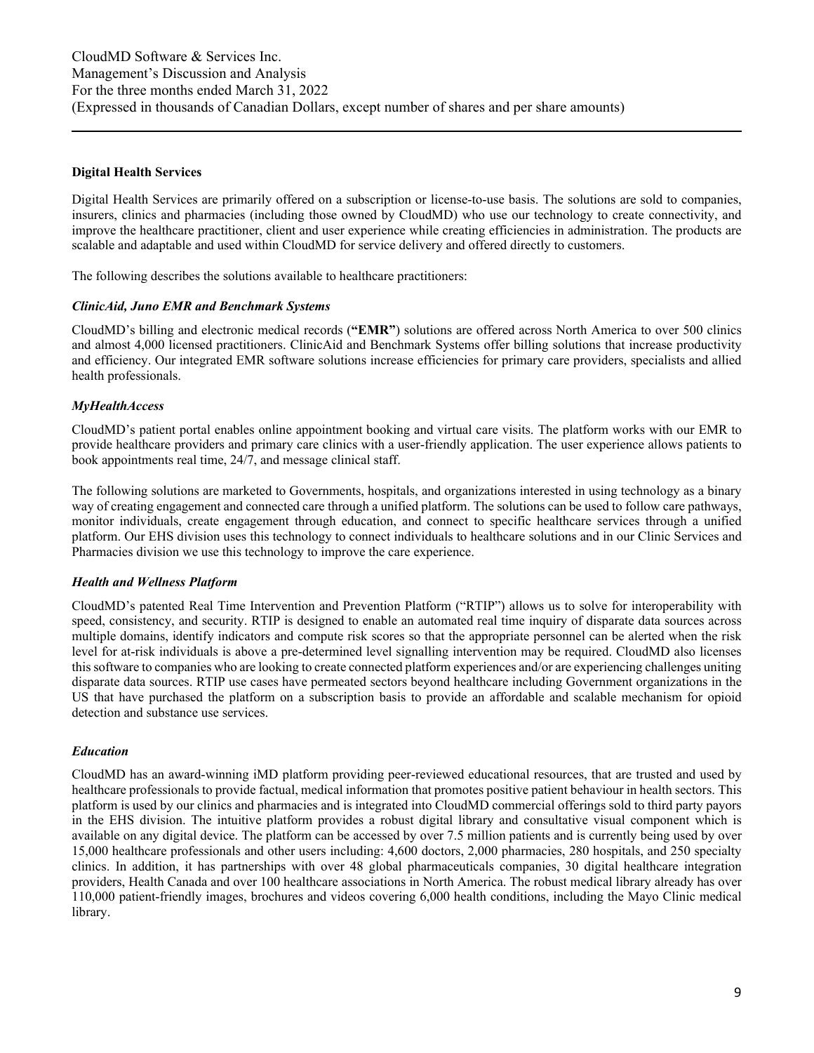### Digital Health Services

Digital Health Services are primarily offered on a subscription or license-to-use basis. The solutions are sold to companies, insurers, clinics and pharmacies (including those owned by CloudMD) who use our technology to create connectivity, and improve the healthcare practitioner, client and user experience while creating efficiencies in administration. The products are scalable and adaptable and used within CloudMD for service delivery and offered directly to customers.

The following describes the solutions available to healthcare practitioners:

#### *ClinicAid, Juno EMR and Benchmark Systems*

CloudMD's billing and electronic medical records (**"EMR"**) solutions are offered across North America to over 500 clinics and almost 4,000 licensed practitioners. ClinicAid and Benchmark Systems offer billing solutions that increase productivity and efficiency. Our integrated EMR software solutions increase efficiencies for primary care providers, specialists and allied health professionals.

#### *MyHealthAccess*

CloudMD's patient portal enables online appointment booking and virtual care visits. The platform works with our EMR to provide healthcare providers and primary care clinics with a user-friendly application. The user experience allows patients to book appointments real time, 24/7, and message clinical staff.

The following solutions are marketed to Governments, hospitals, and organizations interested in using technology as a binary way of creating engagement and connected care through a unified platform. The solutions can be used to follow care pathways, monitor individuals, create engagement through education, and connect to specific healthcare services through a unified platform. Our EHS division uses this technology to connect individuals to healthcare solutions and in our Clinic Services and Pharmacies division we use this technology to improve the care experience.

#### *Health and Wellness Platform*

CloudMD's patented Real Time Intervention and Prevention Platform ("RTIP") allows us to solve for interoperability with speed, consistency, and security. RTIP is designed to enable an automated real time inquiry of disparate data sources across multiple domains, identify indicators and compute risk scores so that the appropriate personnel can be alerted when the risk level for at-risk individuals is above a pre-determined level signalling intervention may be required. CloudMD also licenses this software to companies who are looking to create connected platform experiences and/or are experiencing challenges uniting disparate data sources. RTIP use cases have permeated sectors beyond healthcare including Government organizations in the US that have purchased the platform on a subscription basis to provide an affordable and scalable mechanism for opioid detection and substance use services.

#### *Education*

CloudMD has an award-winning iMD platform providing peer-reviewed educational resources, that are trusted and used by healthcare professionals to provide factual, medical information that promotes positive patient behaviour in health sectors. This platform is used by our clinics and pharmacies and is integrated into CloudMD commercial offerings sold to third party payors in the EHS division. The intuitive platform provides a robust digital library and consultative visual component which is available on any digital device. The platform can be accessed by over 7.5 million patients and is currently being used by over 15,000 healthcare professionals and other users including: 4,600 doctors, 2,000 pharmacies, 280 hospitals, and 250 specialty clinics. In addition, it has partnerships with over 48 global pharmaceuticals companies, 30 digital healthcare integration providers, Health Canada and over 100 healthcare associations in North America. The robust medical library already has over 110,000 patient-friendly images, brochures and videos covering 6,000 health conditions, including the Mayo Clinic medical library.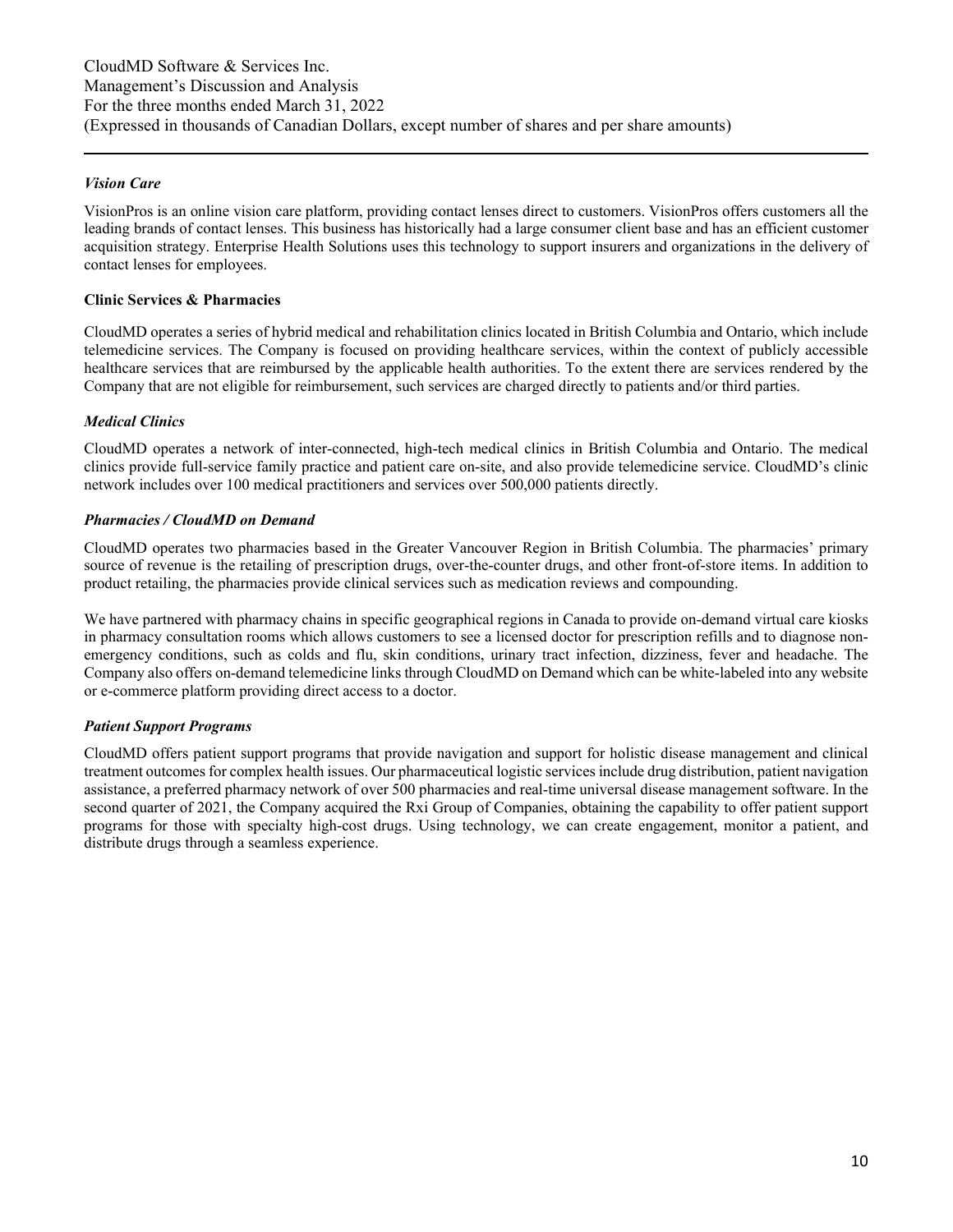### *Vision Care*

VisionPros is an online vision care platform, providing contact lenses direct to customers. VisionPros offers customers all the leading brands of contact lenses. This business has historically had a large consumer client base and has an efficient customer acquisition strategy. Enterprise Health Solutions uses this technology to support insurers and organizations in the delivery of contact lenses for employees.

## **Clinic Services & Pharmacies**

CloudMD operates a series of hybrid medical and rehabilitation clinics located in British Columbia and Ontario, which include telemedicine services. The Company is focused on providing healthcare services, within the context of publicly accessible healthcare services that are reimbursed by the applicable health authorities. To the extent there are services rendered by the Company that are not eligible for reimbursement, such services are charged directly to patients and/or third parties.

### *Medical Clinics*

CloudMD operates a network of inter-connected, high-tech medical clinics in British Columbia and Ontario. The medical clinics provide full-service family practice and patient care on-site, and also provide telemedicine service. CloudMD's clinic network includes over 100 medical practitioners and services over 500,000 patients directly.

### *Pharmacies / CloudMD on Demand*

CloudMD operates two pharmacies based in the Greater Vancouver Region in British Columbia. The pharmacies' primary source of revenue is the retailing of prescription drugs, over-the-counter drugs, and other front-of-store items. In addition to product retailing, the pharmacies provide clinical services such as medication reviews and compounding.

We have partnered with pharmacy chains in specific geographical regions in Canada to provide on-demand virtual care kiosks in pharmacy consultation rooms which allows customers to see a licensed doctor for prescription refills and to diagnose non-emergency conditions, such as colds and flu, skin conditions, urinary tract infection, dizziness, fever and headache. The Company also offers on-demand telemedicine links through CloudMD on Demand which can be white-labeled into any website or e-commerce platform providing direct access to a doctor.

### *Patient Support Programs*

CloudMD offers patient support programs that provide navigation and support for holistic disease management and clinical treatment outcomes for complex health issues. Our pharmaceutical logistic services include drug distribution, patient navigation assistance, a preferred pharmacy network of over 500 pharmacies and real-time universal disease management software. In the second quarter of 2021, the Company acquired the Rxi Group of Companies, obtaining the capability to offer patient support programs for those with specialty high-cost drugs. Using technology, we can create engagement, monitor a patient, and distribute drugs through a seamless experience.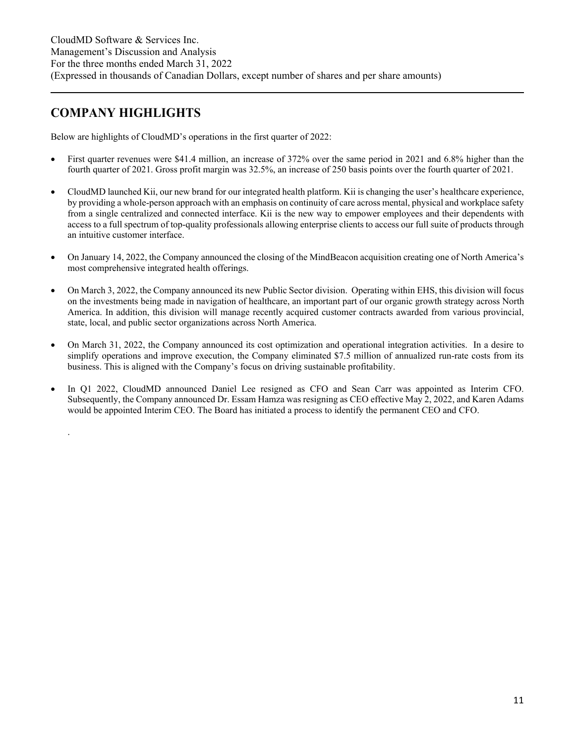# COMPANY HIGHLIGHTS

Below are highlights of CloudMD's operations in the first quarter of 2022:

- First quarter revenues were $41.4 million, an increase of 372% over the same period in 2021 and 6.8% higher than the fourth quarter of 2021. Gross profit margin was 32.5%, an increase of 250 basis points over the fourth quarter of 2021.
- CloudMD launched Kii, our new brand for our integrated health platform. Kii is changing the user's healthcare experience, by providing a whole-person approach with an emphasis on continuity of care across mental, physical and workplace safety from a single centralized and connected interface. Kii is the new way to empower employees and their dependents with access to a full spectrum of top-quality professionals allowing enterprise clients to access our full suite of products through an intuitive customer interface.
- On January 14, 2022, the Company announced the closing of the MindBeacon acquisition creating one of North America's most comprehensive integrated health offerings.
- On March 3, 2022, the Company announced its new Public Sector division. Operating within EHS, this division will focus on the investments being made in navigation of healthcare, an important part of our organic growth strategy across North America. In addition, this division will manage recently acquired customer contracts awarded from various provincial, state, local, and public sector organizations across North America.
- On March 31, 2022, the Company announced its cost optimization and operational integration activities. In a desire to simplify operations and improve execution, the Company eliminated $7.5 million of annualized run-rate costs from its business. This is aligned with the Company's focus on driving sustainable profitability.
- In Q1 2022, CloudMD announced Daniel Lee resigned as CFO and Sean Carr was appointed as Interim CFO. Subsequently, the Company announced Dr. Essam Hamza was resigning as CEO effective May 2, 2022, and Karen Adams would be appointed Interim CEO. The Board has initiated a process to identify the permanent CEO and CFO.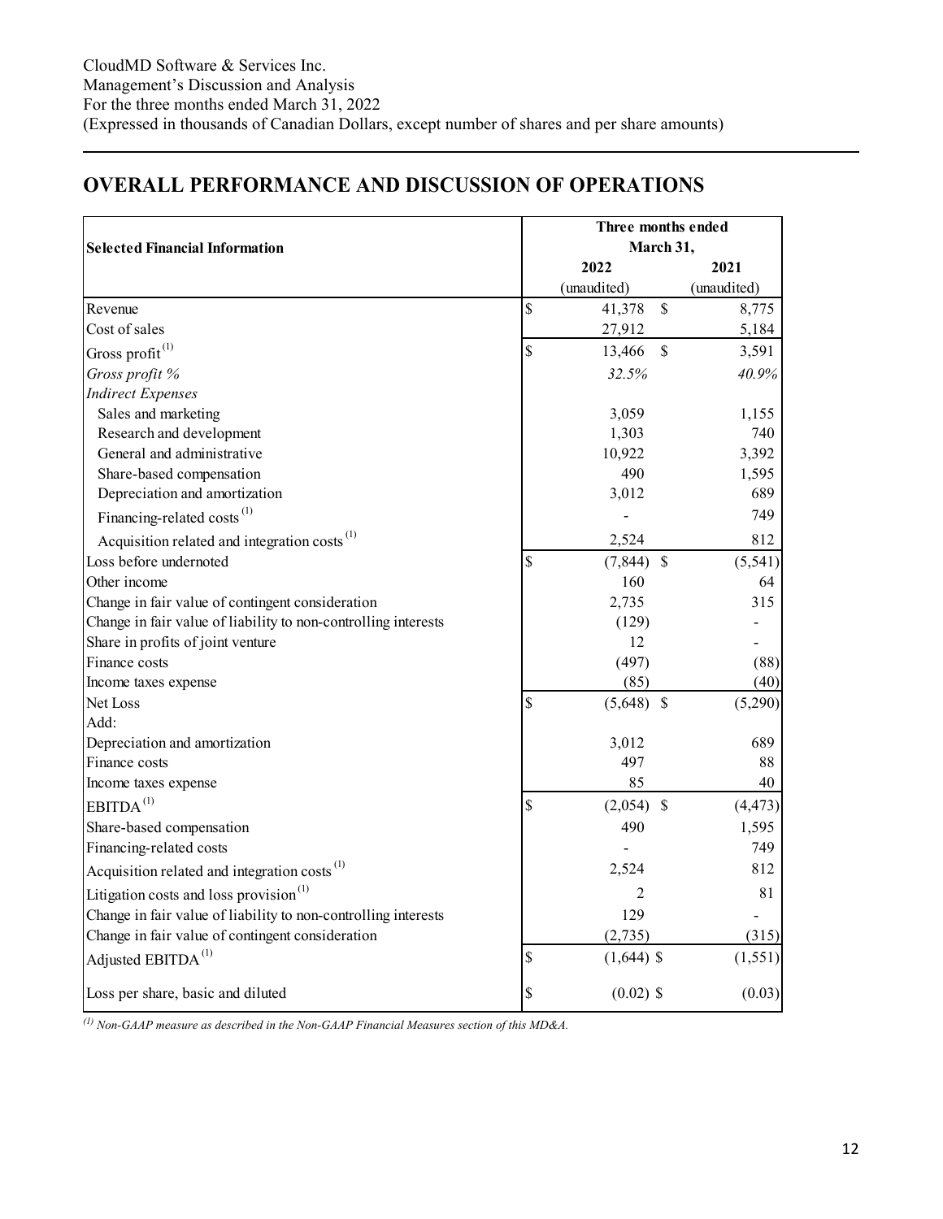CloudMD Software & Services Inc.
Management's Discussion and Analysis
For the three months ended March 31, 2022
(Expressed in thousands of Canadian Dollars, except number of shares and per share amounts)

## OVERALL PERFORMANCE AND DISCUSSION OF OPERATIONS

| Selected Financial Information | Three months ended March 31, 2022 (unaudited) | Three months ended March 31, 2021 (unaudited) |
|---|---|---|
| Revenue | $ 41,378 | $ 8,775 |
| Cost of sales | 27,912 | 5,184 |
| Gross profit [(1)] | $ 13,466 | $ 3,591 |
| *Gross profit %* | *32.5%* | *40.9%* |
| *Indirect Expenses* | | |
| Sales and marketing | 3,059 | 1,155 |
| Research and development | 1,303 | 740 |
| General and administrative | 10,922 | 3,392 |
| Share-based compensation | 490 | 1,595 |
| Depreciation and amortization | 3,012 | 689 |
| Financing-related costs [(1)] | - | 749 |
| Acquisition related and integration costs [(1)] | 2,524 | 812 |
| Loss before undernoted | $ (7,844) | $ (5,541) |
| Other income | 160 | 64 |
| Change in fair value of contingent consideration | 2,735 | 315 |
| Change in fair value of liability to non-controlling interests | (129) | - |
| Share in profits of joint venture | 12 | - |
| Finance costs | (497) | (88) |
| Income taxes expense | (85) | (40) |
| Net Loss | $ (5,648) | $ (5,290) |
| Add: | | |
| Depreciation and amortization | 3,012 | 689 |
| Finance costs | 497 | 88 |
| Income taxes expense | 85 | 40 |
| EBITDA [(1)] | $ (2,054) | $ (4,473) |
| Share-based compensation | 490 | 1,595 |
| Financing-related costs | - | 749 |
| Acquisition related and integration costs [(1)] | 2,524 | 812 |
| Litigation costs and loss provision [(1)] | 2 | 81 |
| Change in fair value of liability to non-controlling interests | 129 | - |
| Change in fair value of contingent consideration | (2,735) | (315) |
| Adjusted EBITDA [(1)] | $ (1,644) | $ (1,551) |
| Loss per share, basic and diluted | $ (0.02) | $ (0.03) |

*[(1)] Non-GAAP measure as described in the Non-GAAP Financial Measures section of this MD&A.*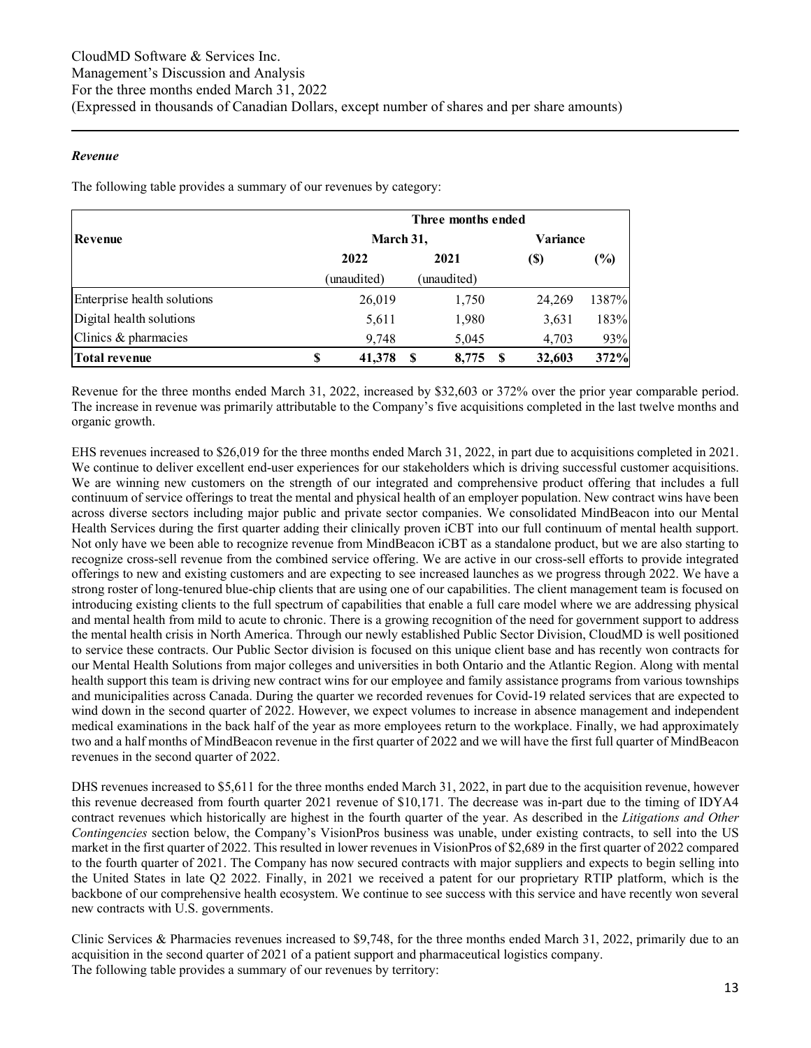### *Revenue*

The following table provides a summary of our revenues by category:

| Revenue | Three months ended March 31, 2022 | Three months ended March 31, 2021 | Variance ($) | Variance (%) |
|---|---|---|---|---|
| | (unaudited) | (unaudited) | | |
| Enterprise health solutions | 26,019 | 1,750 | 24,269 | 1387% |
| Digital health solutions | 5,611 | 1,980 | 3,631 | 183% |
| Clinics & pharmacies | 9,748 | 5,045 | 4,703 | 93% |
| **Total revenue** | **$ 41,378** | **$ 8,775** | **$ 32,603** | **372%** |

Revenue for the three months ended March 31, 2022, increased by $32,603 or 372% over the prior year comparable period. The increase in revenue was primarily attributable to the Company's five acquisitions completed in the last twelve months and organic growth.

EHS revenues increased to $26,019 for the three months ended March 31, 2022, in part due to acquisitions completed in 2021. We continue to deliver excellent end-user experiences for our stakeholders which is driving successful customer acquisitions. We are winning new customers on the strength of our integrated and comprehensive product offering that includes a full continuum of service offerings to treat the mental and physical health of an employer population. New contract wins have been across diverse sectors including major public and private sector companies. We consolidated MindBeacon into our Mental Health Services during the first quarter adding their clinically proven iCBT into our full continuum of mental health support. Not only have we been able to recognize revenue from MindBeacon iCBT as a standalone product, but we are also starting to recognize cross-sell revenue from the combined service offering. We are active in our cross-sell efforts to provide integrated offerings to new and existing customers and are expecting to see increased launches as we progress through 2022. We have a strong roster of long-tenured blue-chip clients that are using one of our capabilities. The client management team is focused on introducing existing clients to the full spectrum of capabilities that enable a full care model where we are addressing physical and mental health from mild to acute to chronic. There is a growing recognition of the need for government support to address the mental health crisis in North America. Through our newly established Public Sector Division, CloudMD is well positioned to service these contracts. Our Public Sector division is focused on this unique client base and has recently won contracts for our Mental Health Solutions from major colleges and universities in both Ontario and the Atlantic Region. Along with mental health support this team is driving new contract wins for our employee and family assistance programs from various townships and municipalities across Canada. During the quarter we recorded revenues for Covid-19 related services that are expected to wind down in the second quarter of 2022. However, we expect volumes to increase in absence management and independent medical examinations in the back half of the year as more employees return to the workplace. Finally, we had approximately two and a half months of MindBeacon revenue in the first quarter of 2022 and we will have the first full quarter of MindBeacon revenues in the second quarter of 2022.

DHS revenues increased to $5,611 for the three months ended March 31, 2022, in part due to the acquisition revenue, however this revenue decreased from fourth quarter 2021 revenue of $10,171. The decrease was in-part due to the timing of IDYA4 contract revenues which historically are highest in the fourth quarter of the year. As described in the *Litigations and Other Contingencies* section below, the Company's VisionPros business was unable, under existing contracts, to sell into the US market in the first quarter of 2022. This resulted in lower revenues in VisionPros of $2,689 in the first quarter of 2022 compared to the fourth quarter of 2021. The Company has now secured contracts with major suppliers and expects to begin selling into the United States in late Q2 2022. Finally, in 2021 we received a patent for our proprietary RTIP platform, which is the backbone of our comprehensive health ecosystem. We continue to see success with this service and have recently won several new contracts with U.S. governments.

Clinic Services & Pharmacies revenues increased to $9,748, for the three months ended March 31, 2022, primarily due to an acquisition in the second quarter of 2021 of a patient support and pharmaceutical logistics company.

The following table provides a summary of our revenues by territory: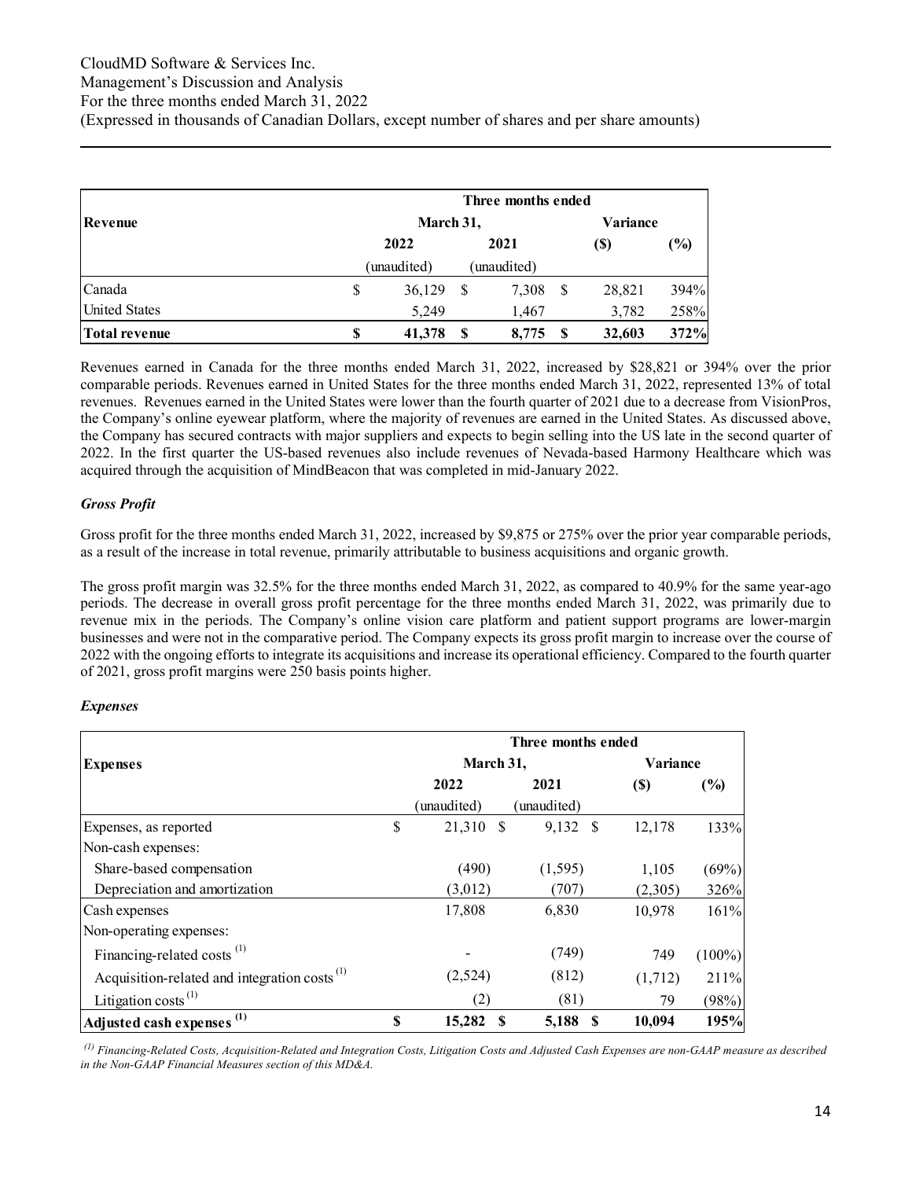| Revenue | Three months ended March 31, 2022 (unaudited) | 2021 (unaudited) | Variance ($) | Variance (%) |
|---|---|---|---|---|
| Canada | $ 36,129 | $ 7,308 | $ 28,821 | 394% |
| United States | 5,249 | 1,467 | 3,782 | 258% |
| **Total revenue** | **$ 41,378** | **$ 8,775** | **$ 32,603** | **372%** |

Revenues earned in Canada for the three months ended March 31, 2022, increased by $28,821 or 394% over the prior comparable periods. Revenues earned in United States for the three months ended March 31, 2022, represented 13% of total revenues. Revenues earned in the United States were lower than the fourth quarter of 2021 due to a decrease from VisionPros, the Company's online eyewear platform, where the majority of revenues are earned in the United States. As discussed above, the Company has secured contracts with major suppliers and expects to begin selling into the US late in the second quarter of 2022. In the first quarter the US-based revenues also include revenues of Nevada-based Harmony Healthcare which was acquired through the acquisition of MindBeacon that was completed in mid-January 2022.

### *Gross Profit*

Gross profit for the three months ended March 31, 2022, increased by $9,875 or 275% over the prior year comparable periods, as a result of the increase in total revenue, primarily attributable to business acquisitions and organic growth.

The gross profit margin was 32.5% for the three months ended March 31, 2022, as compared to 40.9% for the same year-ago periods. The decrease in overall gross profit percentage for the three months ended March 31, 2022, was primarily due to revenue mix in the periods. The Company's online vision care platform and patient support programs are lower-margin businesses and were not in the comparative period. The Company expects its gross profit margin to increase over the course of 2022 with the ongoing efforts to integrate its acquisitions and increase its operational efficiency. Compared to the fourth quarter of 2021, gross profit margins were 250 basis points higher.

### *Expenses*

| Expenses | Three months ended March 31, 2022 (unaudited) | 2021 (unaudited) | Variance ($) | Variance (%) |
|---|---|---|---|---|
| Expenses, as reported | $ 21,310 | $ 9,132 | $ 12,178 | 133% |
| Non-cash expenses: | | | | |
| Share-based compensation | (490) | (1,595) | 1,105 | (69%) |
| Depreciation and amortization | (3,012) | (707) | (2,305) | 326% |
| Cash expenses | 17,808 | 6,830 | 10,978 | 161% |
| Non-operating expenses: | | | | |
| Financing-related costs [(1)] | - | (749) | 749 | (100%) |
| Acquisition-related and integration costs [(1)] | (2,524) | (812) | (1,712) | 211% |
| Litigation costs [(1)] | (2) | (81) | 79 | (98%) |
| **Adjusted cash expenses [(1)]** | **$ 15,282** | **$ 5,188** | **$ 10,094** | **195%** |

*[(1)] Financing-Related Costs, Acquisition-Related and Integration Costs, Litigation Costs and Adjusted Cash Expenses are non-GAAP measure as described in the Non-GAAP Financial Measures section of this MD&A.*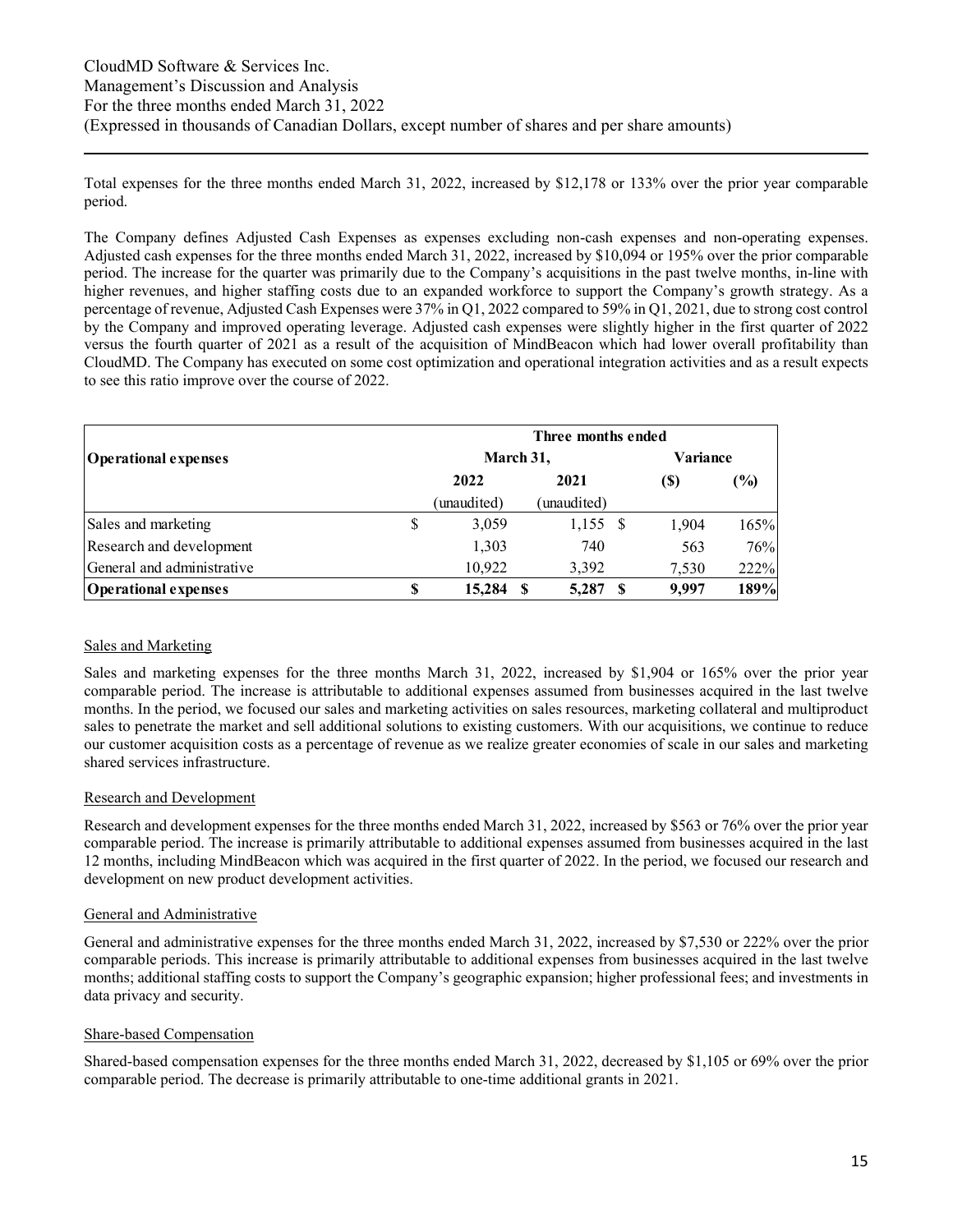Total expenses for the three months ended March 31, 2022, increased by $12,178 or 133% over the prior year comparable period.

The Company defines Adjusted Cash Expenses as expenses excluding non-cash expenses and non-operating expenses. Adjusted cash expenses for the three months ended March 31, 2022, increased by $10,094 or 195% over the prior comparable period. The increase for the quarter was primarily due to the Company's acquisitions in the past twelve months, in-line with higher revenues, and higher staffing costs due to an expanded workforce to support the Company's growth strategy. As a percentage of revenue, Adjusted Cash Expenses were 37% in Q1, 2022 compared to 59% in Q1, 2021, due to strong cost control by the Company and improved operating leverage. Adjusted cash expenses were slightly higher in the first quarter of 2022 versus the fourth quarter of 2021 as a result of the acquisition of MindBeacon which had lower overall profitability than CloudMD. The Company has executed on some cost optimization and operational integration activities and as a result expects to see this ratio improve over the course of 2022.

| Operational expenses | Three months ended March 31, | | Variance | |
|---|---|---|---|---|
| | 2022 | 2021 | ($) | (%) |
| | (unaudited) | (unaudited) | | |
| Sales and marketing | $ 3,059 | 1,155 | $ 1,904 | 165% |
| Research and development | 1,303 | 740 | 563 | 76% |
| General and administrative | 10,922 | 3,392 | 7,530 | 222% |
| **Operational expenses** | **$ 15,284** | **$ 5,287** | **$ 9,997** | **189%** |

## Sales and Marketing

Sales and marketing expenses for the three months March 31, 2022, increased by $1,904 or 165% over the prior year comparable period. The increase is attributable to additional expenses assumed from businesses acquired in the last twelve months. In the period, we focused our sales and marketing activities on sales resources, marketing collateral and multiproduct sales to penetrate the market and sell additional solutions to existing customers. With our acquisitions, we continue to reduce our customer acquisition costs as a percentage of revenue as we realize greater economies of scale in our sales and marketing shared services infrastructure.

## Research and Development

Research and development expenses for the three months ended March 31, 2022, increased by $563 or 76% over the prior year comparable period. The increase is primarily attributable to additional expenses assumed from businesses acquired in the last 12 months, including MindBeacon which was acquired in the first quarter of 2022. In the period, we focused our research and development on new product development activities.

## General and Administrative

General and administrative expenses for the three months ended March 31, 2022, increased by $7,530 or 222% over the prior comparable periods. This increase is primarily attributable to additional expenses from businesses acquired in the last twelve months; additional staffing costs to support the Company's geographic expansion; higher professional fees; and investments in data privacy and security.

## Share-based Compensation

Shared-based compensation expenses for the three months ended March 31, 2022, decreased by $1,105 or 69% over the prior comparable period. The decrease is primarily attributable to one-time additional grants in 2021.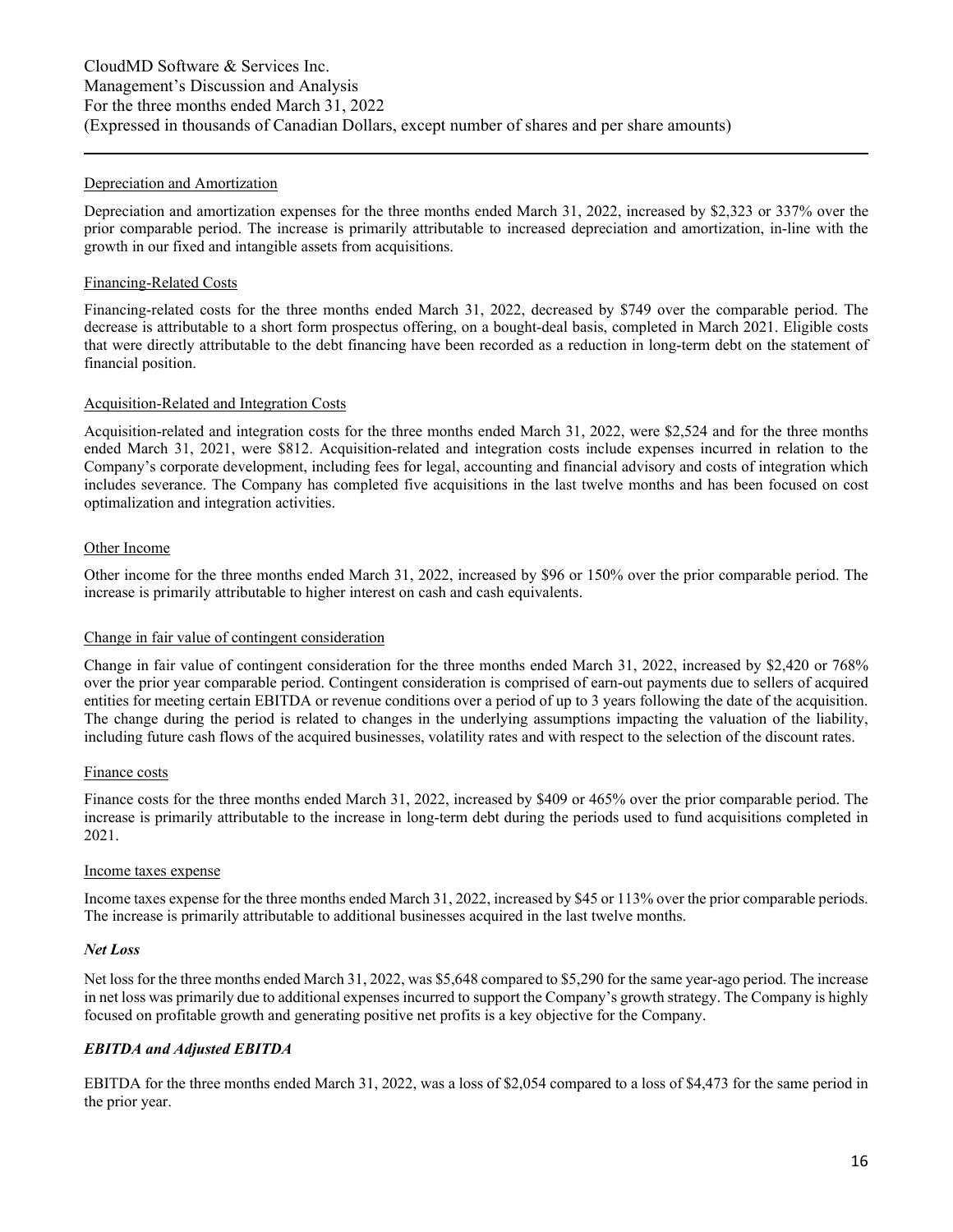Depreciation and Amortization

Depreciation and amortization expenses for the three months ended March 31, 2022, increased by $2,323 or 337% over the prior comparable period. The increase is primarily attributable to increased depreciation and amortization, in-line with the growth in our fixed and intangible assets from acquisitions.

Financing-Related Costs

Financing-related costs for the three months ended March 31, 2022, decreased by $749 over the comparable period. The decrease is attributable to a short form prospectus offering, on a bought-deal basis, completed in March 2021. Eligible costs that were directly attributable to the debt financing have been recorded as a reduction in long-term debt on the statement of financial position.

Acquisition-Related and Integration Costs

Acquisition-related and integration costs for the three months ended March 31, 2022, were $2,524 and for the three months ended March 31, 2021, were $812. Acquisition-related and integration costs include expenses incurred in relation to the Company's corporate development, including fees for legal, accounting and financial advisory and costs of integration which includes severance. The Company has completed five acquisitions in the last twelve months and has been focused on cost optimalization and integration activities.

Other Income

Other income for the three months ended March 31, 2022, increased by $96 or 150% over the prior comparable period. The increase is primarily attributable to higher interest on cash and cash equivalents.

Change in fair value of contingent consideration

Change in fair value of contingent consideration for the three months ended March 31, 2022, increased by $2,420 or 768% over the prior year comparable period. Contingent consideration is comprised of earn-out payments due to sellers of acquired entities for meeting certain EBITDA or revenue conditions over a period of up to 3 years following the date of the acquisition. The change during the period is related to changes in the underlying assumptions impacting the valuation of the liability, including future cash flows of the acquired businesses, volatility rates and with respect to the selection of the discount rates.

Finance costs

Finance costs for the three months ended March 31, 2022, increased by $409 or 465% over the prior comparable period. The increase is primarily attributable to the increase in long-term debt during the periods used to fund acquisitions completed in 2021.

Income taxes expense

Income taxes expense for the three months ended March 31, 2022, increased by $45 or 113% over the prior comparable periods. The increase is primarily attributable to additional businesses acquired in the last twelve months.

***Net Loss***

Net loss for the three months ended March 31, 2022, was $5,648 compared to $5,290 for the same year-ago period. The increase in net loss was primarily due to additional expenses incurred to support the Company's growth strategy. The Company is highly focused on profitable growth and generating positive net profits is a key objective for the Company.

***EBITDA and Adjusted EBITDA***

EBITDA for the three months ended March 31, 2022, was a loss of $2,054 compared to a loss of $4,473 for the same period in the prior year.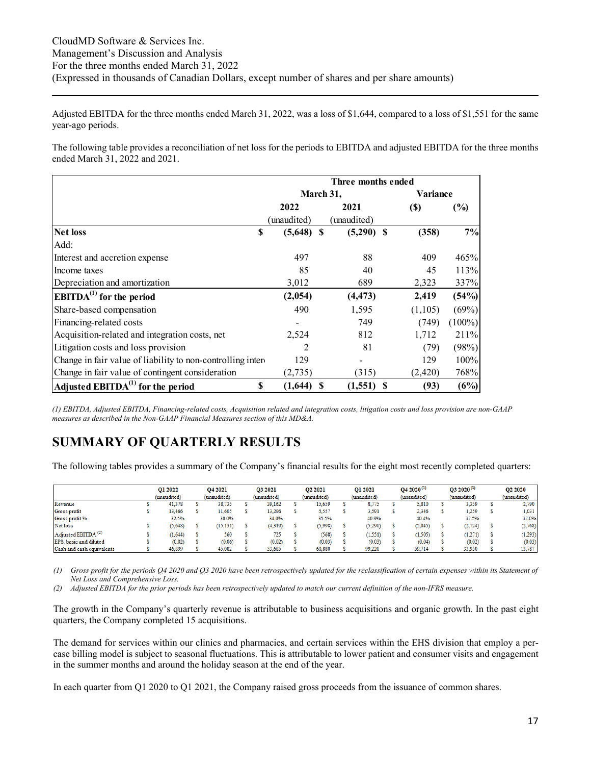Adjusted EBITDA for the three months ended March 31, 2022, was a loss of $1,644, compared to a loss of $1,551 for the same year-ago periods.

The following table provides a reconciliation of net loss for the periods to EBITDA and adjusted EBITDA for the three months ended March 31, 2022 and 2021.

| | Three months ended | | | |
|---|---|---|---|---|
| | March 31, | | Variance | |
| | 2022 | 2021 | ($) | (%) |
| | (unaudited) | (unaudited) | | |
| **Net loss** | **$ (5,648)** | **$ (5,290)** | **$ (358)** | **7%** |
| Add: | | | | |
| Interest and accretion expense | 497 | 88 | 409 | 465% |
| Income taxes | 85 | 40 | 45 | 113% |
| Depreciation and amortization | 3,012 | 689 | 2,323 | 337% |
| **EBITDA[1] for the period** | **(2,054)** | **(4,473)** | **2,419** | **(54%)** |
| Share-based compensation | 490 | 1,595 | (1,105) | (69%) |
| Financing-related costs | - | 749 | (749) | (100%) |
| Acquisition-related and integration costs, net | 2,524 | 812 | 1,712 | 211% |
| Litigation costs and loss provision | 2 | 81 | (79) | (98%) |
| Change in fair value of liability to non-controlling inter | 129 | - | 129 | 100% |
| Change in fair value of contingent consideration | (2,735) | (315) | (2,420) | 768% |
| **Adjusted EBITDA[1] for the period** | **$ (1,644)** | **$ (1,551)** | **$ (93)** | **(6%)** |

*(1) EBITDA, Adjusted EBITDA, Financing-related costs, Acquisition related and integration costs, litigation costs and loss provision are non-GAAP measures as described in the Non-GAAP Financial Measures section of this MD&A.*

# SUMMARY OF QUARTERLY RESULTS

The following tables provides a summary of the Company's financial results for the eight most recently completed quarters:

| | Q1 2022 (unaudited) | Q4 2021 (unaudited) | Q3 2021 (unaudited) | Q2 2021 (unaudited) | Q1 2021 (unaudited) | Q4 2020[1] (unaudited) | Q3 2020[1] (unaudited) | Q2 2020 (unaudited) |
|---|---|---|---|---|---|---|---|---|
| Revenue | $ 41,378 | $ 38,735 | $ 39,162 | $ 15,659 | $ 8,775 | $ 5,810 | $ 3,359 | $ 2,790 |
| Gross profit | $ 13,466 | $ 11,605 | $ 13,296 | $ 5,557 | $ 3,591 | $ 2,346 | $ 1,259 | $ 1,031 |
| Gross profit % | 32.5% | 30.0% | 34.0% | 35.5% | 40.9% | 40.4% | 37.5% | 37.0% |
| Net loss | $ (5,648) | $ (15,131) | $ (4,319) | $ (5,998) | $ (5,290) | $ (5,045) | $ (2,724) | $ (2,768) |
| Adjusted EBITDA[2] | $ (1,644) | $ 560 | $ 725 | $ (568) | $ (1,551) | $ (1,505) | $ (1,271) | $ (1,293) |
| EPS, basic and diluted | $ (0.02) | $ (0.06) | $ (0.02) | $ (0.03) | $ (0.03) | $ (0.04) | $ (0.02) | $ (0.03) |
| Cash and cash equivalents | $ 46,899 | $ 45,082 | $ 53,685 | $ 60,880 | $ 99,220 | $ 59,714 | $ 33,950 | $ 13,787 |

*(1) Gross profit for the periods Q4 2020 and Q3 2020 have been retrospectively updated for the reclassification of certain expenses within its Statement of Net Loss and Comprehensive Loss.*

*(2) Adjusted EBITDA for the prior periods has been retrospectively updated to match our current definition of the non-IFRS measure.*

The growth in the Company's quarterly revenue is attributable to business acquisitions and organic growth. In the past eight quarters, the Company completed 15 acquisitions.

The demand for services within our clinics and pharmacies, and certain services within the EHS division that employ a per-case billing model is subject to seasonal fluctuations. This is attributable to lower patient and consumer visits and engagement in the summer months and around the holiday season at the end of the year.

In each quarter from Q1 2020 to Q1 2021, the Company raised gross proceeds from the issuance of common shares.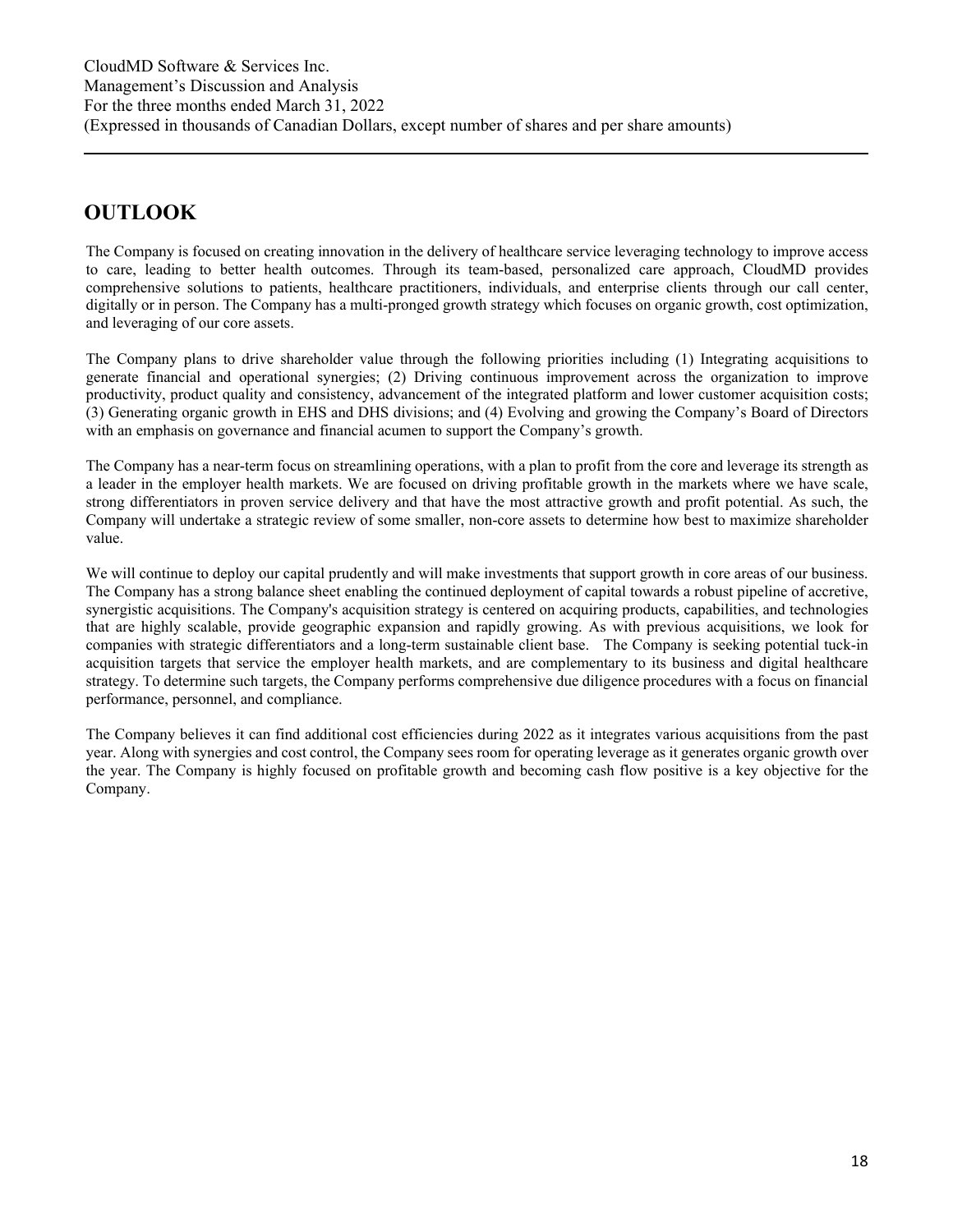# OUTLOOK

The Company is focused on creating innovation in the delivery of healthcare service leveraging technology to improve access to care, leading to better health outcomes. Through its team-based, personalized care approach, CloudMD provides comprehensive solutions to patients, healthcare practitioners, individuals, and enterprise clients through our call center, digitally or in person. The Company has a multi-pronged growth strategy which focuses on organic growth, cost optimization, and leveraging of our core assets.

The Company plans to drive shareholder value through the following priorities including (1) Integrating acquisitions to generate financial and operational synergies; (2) Driving continuous improvement across the organization to improve productivity, product quality and consistency, advancement of the integrated platform and lower customer acquisition costs; (3) Generating organic growth in EHS and DHS divisions; and (4) Evolving and growing the Company's Board of Directors with an emphasis on governance and financial acumen to support the Company's growth.

The Company has a near-term focus on streamlining operations, with a plan to profit from the core and leverage its strength as a leader in the employer health markets. We are focused on driving profitable growth in the markets where we have scale, strong differentiators in proven service delivery and that have the most attractive growth and profit potential. As such, the Company will undertake a strategic review of some smaller, non-core assets to determine how best to maximize shareholder value.

We will continue to deploy our capital prudently and will make investments that support growth in core areas of our business. The Company has a strong balance sheet enabling the continued deployment of capital towards a robust pipeline of accretive, synergistic acquisitions. The Company's acquisition strategy is centered on acquiring products, capabilities, and technologies that are highly scalable, provide geographic expansion and rapidly growing. As with previous acquisitions, we look for companies with strategic differentiators and a long-term sustainable client base. The Company is seeking potential tuck-in acquisition targets that service the employer health markets, and are complementary to its business and digital healthcare strategy. To determine such targets, the Company performs comprehensive due diligence procedures with a focus on financial performance, personnel, and compliance.

The Company believes it can find additional cost efficiencies during 2022 as it integrates various acquisitions from the past year. Along with synergies and cost control, the Company sees room for operating leverage as it generates organic growth over the year. The Company is highly focused on profitable growth and becoming cash flow positive is a key objective for the Company.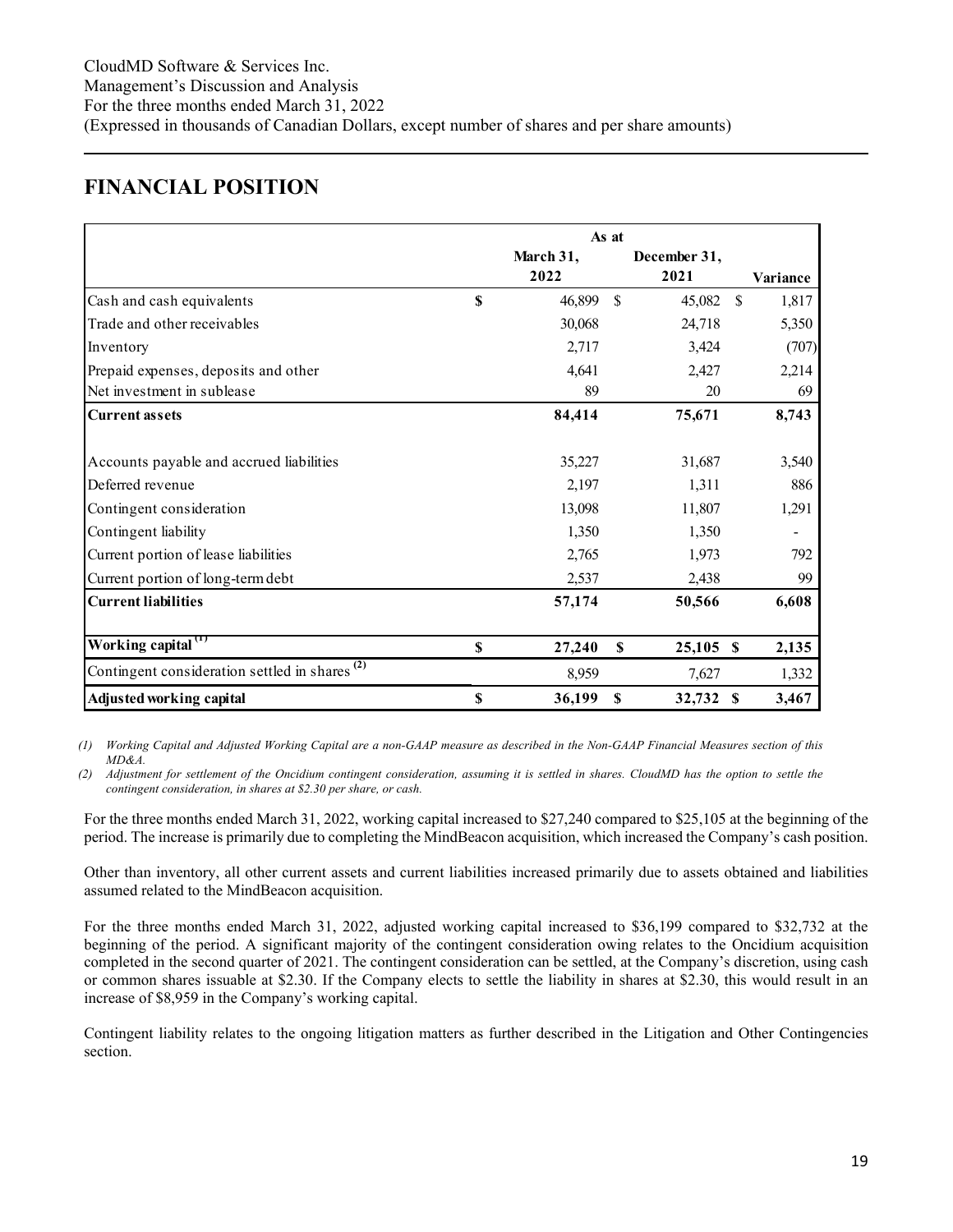# FINANCIAL POSITION

| | As at | | |
|---|---|---|---|
| | March 31, 2022 | December 31, 2021 | Variance |
| Cash and cash equivalents | $ 46,899 | $ 45,082 | $ 1,817 |
| Trade and other receivables | 30,068 | 24,718 | 5,350 |
| Inventory | 2,717 | 3,424 | (707) |
| Prepaid expenses, deposits and other | 4,641 | 2,427 | 2,214 |
| Net investment in sublease | 89 | 20 | 69 |
| **Current assets** | **84,414** | **75,671** | **8,743** |
| | | | |
| Accounts payable and accrued liabilities | 35,227 | 31,687 | 3,540 |
| Deferred revenue | 2,197 | 1,311 | 886 |
| Contingent consideration | 13,098 | 11,807 | 1,291 |
| Contingent liability | 1,350 | 1,350 | - |
| Current portion of lease liabilities | 2,765 | 1,973 | 792 |
| Current portion of long-term debt | 2,537 | 2,438 | 99 |
| **Current liabilities** | **57,174** | **50,566** | **6,608** |
| | | | |
| **Working capital (1)** | **$ 27,240** | **$ 25,105** | **$ 2,135** |
| Contingent consideration settled in shares (2) | 8,959 | 7,627 | 1,332 |
| **Adjusted working capital** | **$ 36,199** | **$ 32,732** | **$ 3,467** |

*(1) Working Capital and Adjusted Working Capital are a non-GAAP measure as described in the Non-GAAP Financial Measures section of this MD&A.*

*(2) Adjustment for settlement of the Oncidium contingent consideration, assuming it is settled in shares. CloudMD has the option to settle the contingent consideration, in shares at $2.30 per share, or cash.*

For the three months ended March 31, 2022, working capital increased to $27,240 compared to $25,105 at the beginning of the period. The increase is primarily due to completing the MindBeacon acquisition, which increased the Company's cash position.

Other than inventory, all other current assets and current liabilities increased primarily due to assets obtained and liabilities assumed related to the MindBeacon acquisition.

For the three months ended March 31, 2022, adjusted working capital increased to $36,199 compared to $32,732 at the beginning of the period. A significant majority of the contingent consideration owing relates to the Oncidium acquisition completed in the second quarter of 2021. The contingent consideration can be settled, at the Company's discretion, using cash or common shares issuable at $2.30. If the Company elects to settle the liability in shares at $2.30, this would result in an increase of $8,959 in the Company's working capital.

Contingent liability relates to the ongoing litigation matters as further described in the Litigation and Other Contingencies section.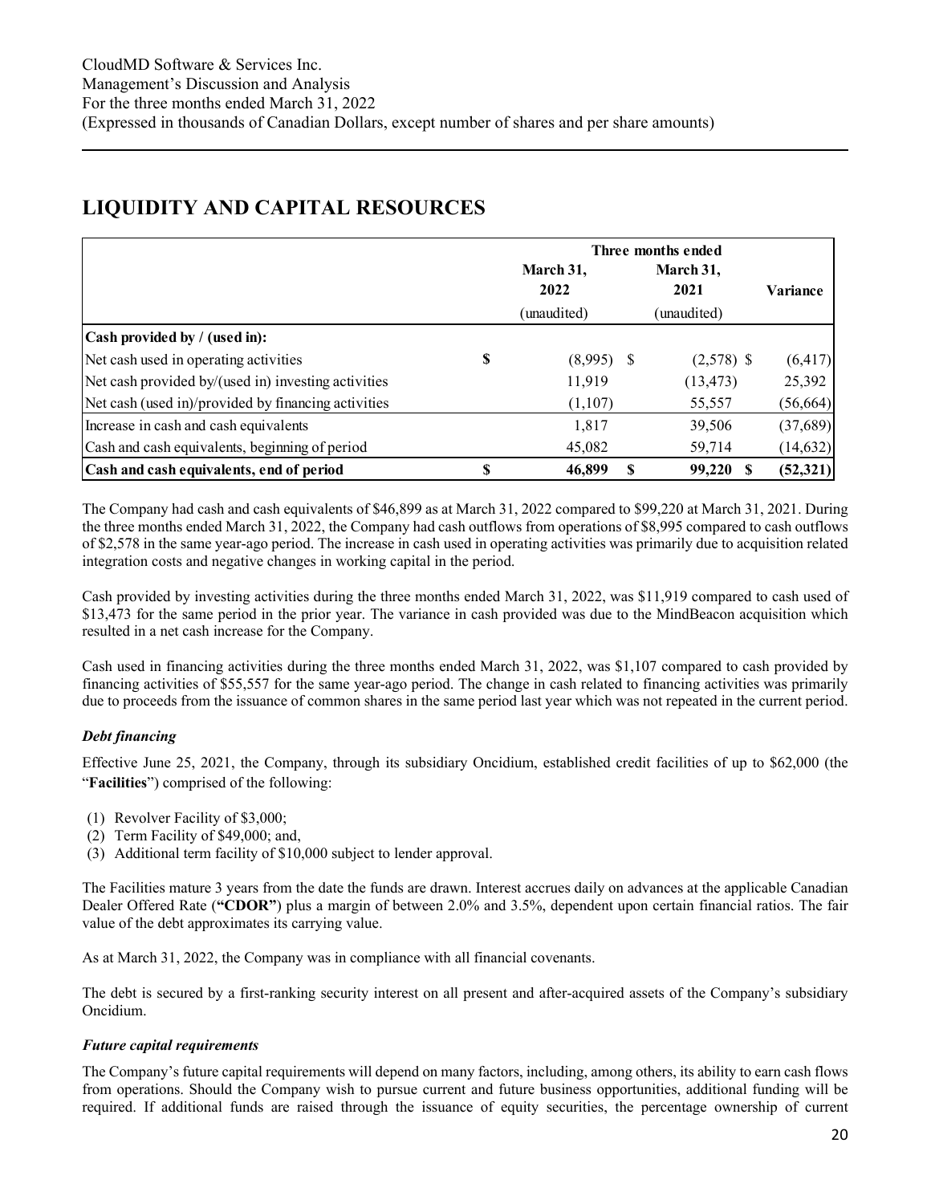## LIQUIDITY AND CAPITAL RESOURCES

| | Three months ended | | |
|---|---|---|---|
| | March 31, 2022 (unaudited) | March 31, 2021 (unaudited) | Variance |
| **Cash provided by / (used in):** | | | |
| Net cash used in operating activities | $ (8,995) | $ (2,578) | $ (6,417) |
| Net cash provided by/(used in) investing activities | 11,919 | (13,473) | 25,392 |
| Net cash (used in)/provided by financing activities | (1,107) | 55,557 | (56,664) |
| Increase in cash and cash equivalents | 1,817 | 39,506 | (37,689) |
| Cash and cash equivalents, beginning of period | 45,082 | 59,714 | (14,632) |
| **Cash and cash equivalents, end of period** | **$ 46,899** | **$ 99,220** | **$ (52,321)** |

The Company had cash and cash equivalents of $46,899 as at March 31, 2022 compared to $99,220 at March 31, 2021. During the three months ended March 31, 2022, the Company had cash outflows from operations of $8,995 compared to cash outflows of $2,578 in the same year-ago period. The increase in cash used in operating activities was primarily due to acquisition related integration costs and negative changes in working capital in the period.

Cash provided by investing activities during the three months ended March 31, 2022, was $11,919 compared to cash used of $13,473 for the same period in the prior year. The variance in cash provided was due to the MindBeacon acquisition which resulted in a net cash increase for the Company.

Cash used in financing activities during the three months ended March 31, 2022, was $1,107 compared to cash provided by financing activities of $55,557 for the same year-ago period. The change in cash related to financing activities was primarily due to proceeds from the issuance of common shares in the same period last year which was not repeated in the current period.

### *Debt financing*

Effective June 25, 2021, the Company, through its subsidiary Oncidium, established credit facilities of up to $62,000 (the "**Facilities**") comprised of the following:

(1) Revolver Facility of $3,000;
(2) Term Facility of $49,000; and,
(3) Additional term facility of $10,000 subject to lender approval.

The Facilities mature 3 years from the date the funds are drawn. Interest accrues daily on advances at the applicable Canadian Dealer Offered Rate (**"CDOR"**) plus a margin of between 2.0% and 3.5%, dependent upon certain financial ratios. The fair value of the debt approximates its carrying value.

As at March 31, 2022, the Company was in compliance with all financial covenants.

The debt is secured by a first-ranking security interest on all present and after-acquired assets of the Company's subsidiary Oncidium.

### *Future capital requirements*

The Company's future capital requirements will depend on many factors, including, among others, its ability to earn cash flows from operations. Should the Company wish to pursue current and future business opportunities, additional funding will be required. If additional funds are raised through the issuance of equity securities, the percentage ownership of current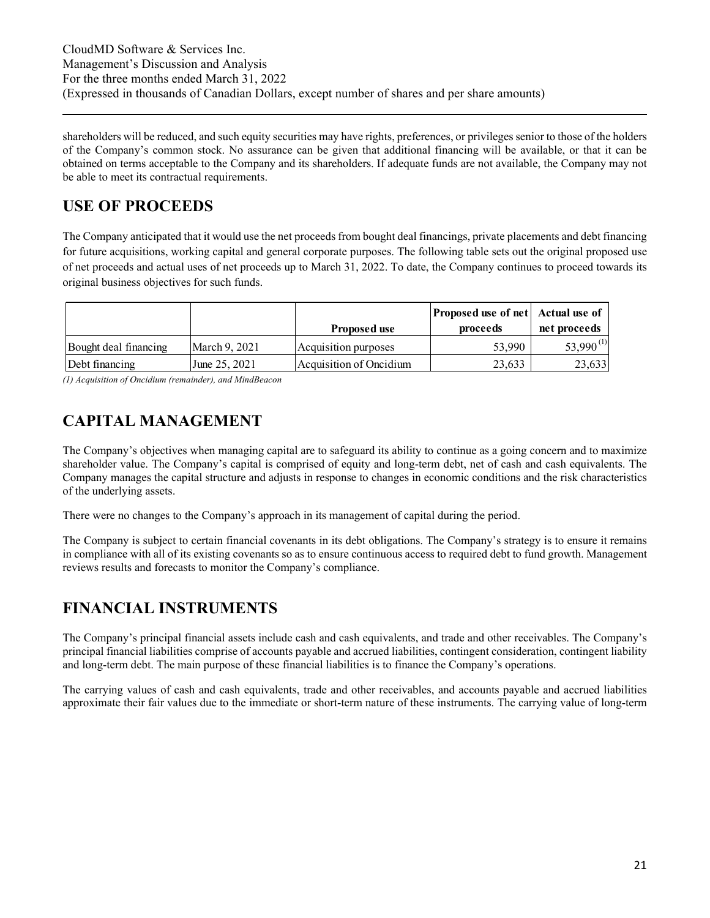shareholders will be reduced, and such equity securities may have rights, preferences, or privileges senior to those of the holders of the Company's common stock. No assurance can be given that additional financing will be available, or that it can be obtained on terms acceptable to the Company and its shareholders. If adequate funds are not available, the Company may not be able to meet its contractual requirements.

# USE OF PROCEEDS

The Company anticipated that it would use the net proceeds from bought deal financings, private placements and debt financing for future acquisitions, working capital and general corporate purposes. The following table sets out the original proposed use of net proceeds and actual uses of net proceeds up to March 31, 2022. To date, the Company continues to proceed towards its original business objectives for such funds.

| | | Proposed use | Proposed use of net proceeds | Actual use of net proceeds |
|---|---|---|---|---|
| Bought deal financing | March 9, 2021 | Acquisition purposes | 53,990 | 53,990 [(1)] |
| Debt financing | June 25, 2021 | Acquisition of Oncidium | 23,633 | 23,633 |

*(1) Acquisition of Oncidium (remainder), and MindBeacon*

# CAPITAL MANAGEMENT

The Company's objectives when managing capital are to safeguard its ability to continue as a going concern and to maximize shareholder value. The Company's capital is comprised of equity and long-term debt, net of cash and cash equivalents. The Company manages the capital structure and adjusts in response to changes in economic conditions and the risk characteristics of the underlying assets.

There were no changes to the Company's approach in its management of capital during the period.

The Company is subject to certain financial covenants in its debt obligations. The Company's strategy is to ensure it remains in compliance with all of its existing covenants so as to ensure continuous access to required debt to fund growth. Management reviews results and forecasts to monitor the Company's compliance.

# FINANCIAL INSTRUMENTS

The Company's principal financial assets include cash and cash equivalents, and trade and other receivables. The Company's principal financial liabilities comprise of accounts payable and accrued liabilities, contingent consideration, contingent liability and long-term debt. The main purpose of these financial liabilities is to finance the Company's operations.

The carrying values of cash and cash equivalents, trade and other receivables, and accounts payable and accrued liabilities approximate their fair values due to the immediate or short-term nature of these instruments. The carrying value of long-term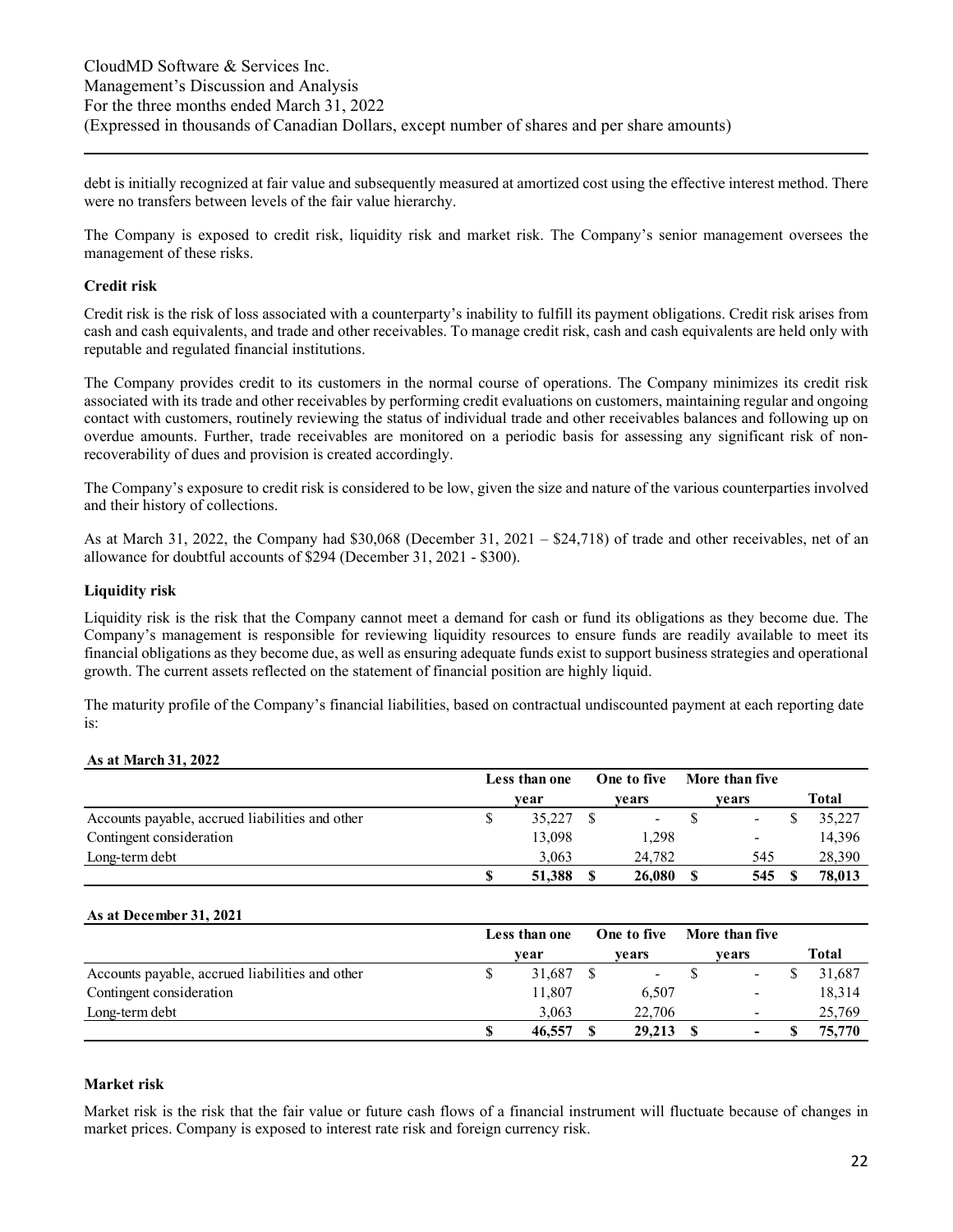debt is initially recognized at fair value and subsequently measured at amortized cost using the effective interest method. There were no transfers between levels of the fair value hierarchy.

The Company is exposed to credit risk, liquidity risk and market risk. The Company's senior management oversees the management of these risks.

**Credit risk**

Credit risk is the risk of loss associated with a counterparty's inability to fulfill its payment obligations. Credit risk arises from cash and cash equivalents, and trade and other receivables. To manage credit risk, cash and cash equivalents are held only with reputable and regulated financial institutions.

The Company provides credit to its customers in the normal course of operations. The Company minimizes its credit risk associated with its trade and other receivables by performing credit evaluations on customers, maintaining regular and ongoing contact with customers, routinely reviewing the status of individual trade and other receivables balances and following up on overdue amounts. Further, trade receivables are monitored on a periodic basis for assessing any significant risk of non-recoverability of dues and provision is created accordingly.

The Company's exposure to credit risk is considered to be low, given the size and nature of the various counterparties involved and their history of collections.

As at March 31, 2022, the Company had $30,068 (December 31, 2021 – $24,718) of trade and other receivables, net of an allowance for doubtful accounts of $294 (December 31, 2021 - $300).

**Liquidity risk**

Liquidity risk is the risk that the Company cannot meet a demand for cash or fund its obligations as they become due. The Company's management is responsible for reviewing liquidity resources to ensure funds are readily available to meet its financial obligations as they become due, as well as ensuring adequate funds exist to support business strategies and operational growth. The current assets reflected on the statement of financial position are highly liquid.

The maturity profile of the Company's financial liabilities, based on contractual undiscounted payment at each reporting date is:

**As at March 31, 2022**

| | Less than one year | One to five years | More than five years | Total |
|---|---|---|---|---|
| Accounts payable, accrued liabilities and other | $ 35,227 | $ - | $ - | $ 35,227 |
| Contingent consideration | 13,098 | 1,298 | - | 14,396 |
| Long-term debt | 3,063 | 24,782 | 545 | 28,390 |
| | **$ 51,388** | **$ 26,080** | **$ 545** | **$ 78,013** |

**As at December 31, 2021**

| | Less than one year | One to five years | More than five years | Total |
|---|---|---|---|---|
| Accounts payable, accrued liabilities and other | $ 31,687 | $ - | $ - | $ 31,687 |
| Contingent consideration | 11,807 | 6,507 | - | 18,314 |
| Long-term debt | 3,063 | 22,706 | - | 25,769 |
| | **$ 46,557** | **$ 29,213** | **$ -** | **$ 75,770** |

**Market risk**

Market risk is the risk that the fair value or future cash flows of a financial instrument will fluctuate because of changes in market prices. Company is exposed to interest rate risk and foreign currency risk.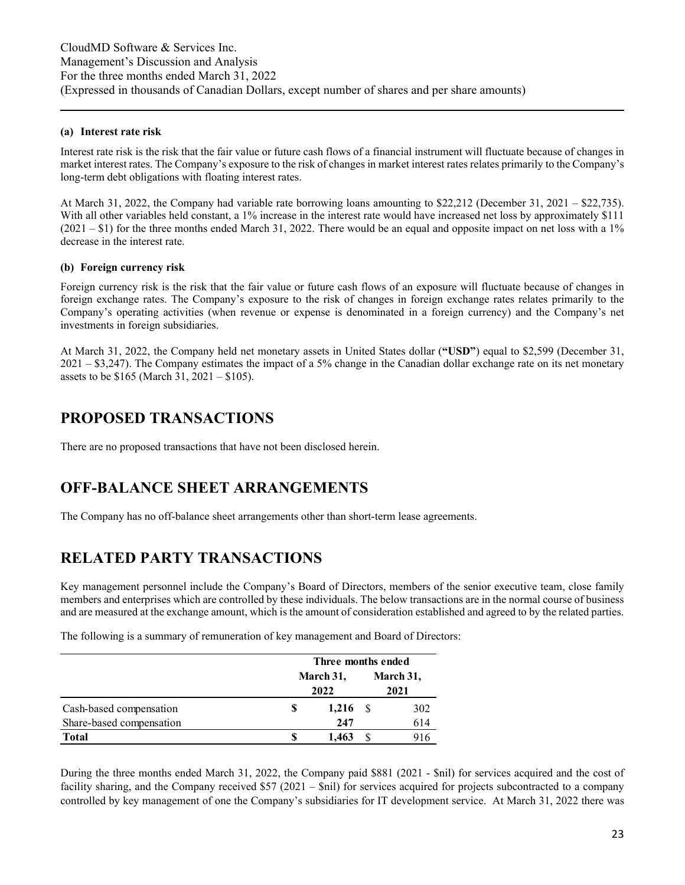**(a) Interest rate risk**

Interest rate risk is the risk that the fair value or future cash flows of a financial instrument will fluctuate because of changes in market interest rates. The Company's exposure to the risk of changes in market interest rates relates primarily to the Company's long-term debt obligations with floating interest rates.

At March 31, 2022, the Company had variable rate borrowing loans amounting to $22,212 (December 31, 2021 – $22,735). With all other variables held constant, a 1% increase in the interest rate would have increased net loss by approximately $111 (2021 – $1) for the three months ended March 31, 2022. There would be an equal and opposite impact on net loss with a 1% decrease in the interest rate.

**(b) Foreign currency risk**

Foreign currency risk is the risk that the fair value or future cash flows of an exposure will fluctuate because of changes in foreign exchange rates. The Company's exposure to the risk of changes in foreign exchange rates relates primarily to the Company's operating activities (when revenue or expense is denominated in a foreign currency) and the Company's net investments in foreign subsidiaries.

At March 31, 2022, the Company held net monetary assets in United States dollar (**"USD"**) equal to $2,599 (December 31, 2021 – $3,247). The Company estimates the impact of a 5% change in the Canadian dollar exchange rate on its net monetary assets to be $165 (March 31, 2021 – $105).

# PROPOSED TRANSACTIONS

There are no proposed transactions that have not been disclosed herein.

# OFF-BALANCE SHEET ARRANGEMENTS

The Company has no off-balance sheet arrangements other than short-term lease agreements.

# RELATED PARTY TRANSACTIONS

Key management personnel include the Company's Board of Directors, members of the senior executive team, close family members and enterprises which are controlled by these individuals. The below transactions are in the normal course of business and are measured at the exchange amount, which is the amount of consideration established and agreed to by the related parties.

The following is a summary of remuneration of key management and Board of Directors:

| | Three months ended | |
|---|---|---|
| | March 31, 2022 | March 31, 2021 |
| Cash-based compensation | $ **1,216** | $ 302 |
| Share-based compensation | **247** | 614 |
| **Total** | $ **1,463** | $ 916 |

During the three months ended March 31, 2022, the Company paid $881 (2021 - $nil) for services acquired and the cost of facility sharing, and the Company received $57 (2021 – $nil) for services acquired for projects subcontracted to a company controlled by key management of one the Company's subsidiaries for IT development service. At March 31, 2022 there was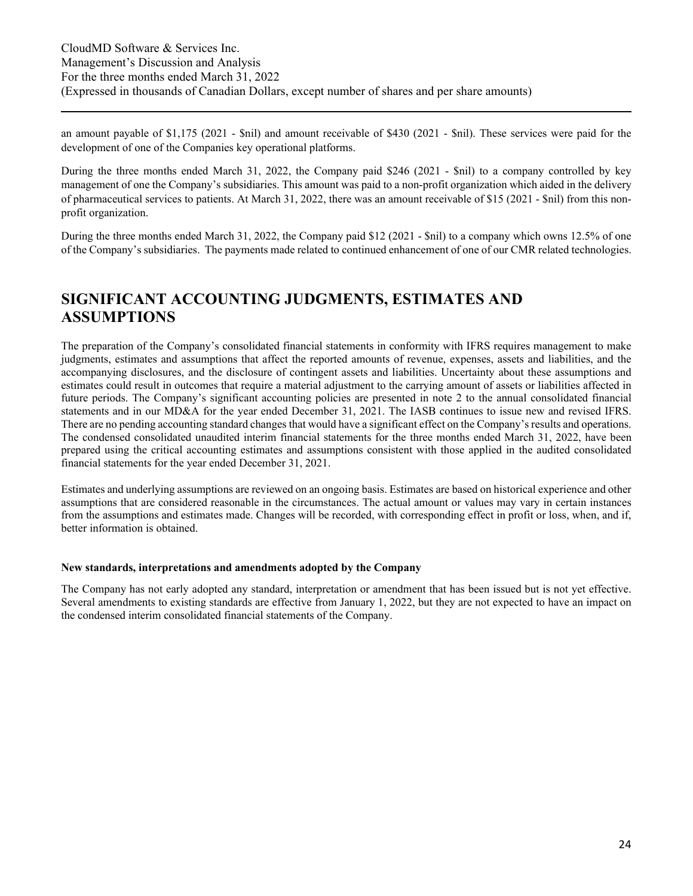an amount payable of $1,175 (2021 - $nil) and amount receivable of $430 (2021 - $nil). These services were paid for the development of one of the Companies key operational platforms.

During the three months ended March 31, 2022, the Company paid $246 (2021 - $nil) to a company controlled by key management of one the Company's subsidiaries. This amount was paid to a non-profit organization which aided in the delivery of pharmaceutical services to patients. At March 31, 2022, there was an amount receivable of $15 (2021 - $nil) from this non-profit organization.

During the three months ended March 31, 2022, the Company paid $12 (2021 - $nil) to a company which owns 12.5% of one of the Company's subsidiaries. The payments made related to continued enhancement of one of our CMR related technologies.

# SIGNIFICANT ACCOUNTING JUDGMENTS, ESTIMATES AND ASSUMPTIONS

The preparation of the Company's consolidated financial statements in conformity with IFRS requires management to make judgments, estimates and assumptions that affect the reported amounts of revenue, expenses, assets and liabilities, and the accompanying disclosures, and the disclosure of contingent assets and liabilities. Uncertainty about these assumptions and estimates could result in outcomes that require a material adjustment to the carrying amount of assets or liabilities affected in future periods. The Company's significant accounting policies are presented in note 2 to the annual consolidated financial statements and in our MD&A for the year ended December 31, 2021. The IASB continues to issue new and revised IFRS. There are no pending accounting standard changes that would have a significant effect on the Company's results and operations. The condensed consolidated unaudited interim financial statements for the three months ended March 31, 2022, have been prepared using the critical accounting estimates and assumptions consistent with those applied in the audited consolidated financial statements for the year ended December 31, 2021.

Estimates and underlying assumptions are reviewed on an ongoing basis. Estimates are based on historical experience and other assumptions that are considered reasonable in the circumstances. The actual amount or values may vary in certain instances from the assumptions and estimates made. Changes will be recorded, with corresponding effect in profit or loss, when, and if, better information is obtained.

**New standards, interpretations and amendments adopted by the Company**

The Company has not early adopted any standard, interpretation or amendment that has been issued but is not yet effective. Several amendments to existing standards are effective from January 1, 2022, but they are not expected to have an impact on the condensed interim consolidated financial statements of the Company.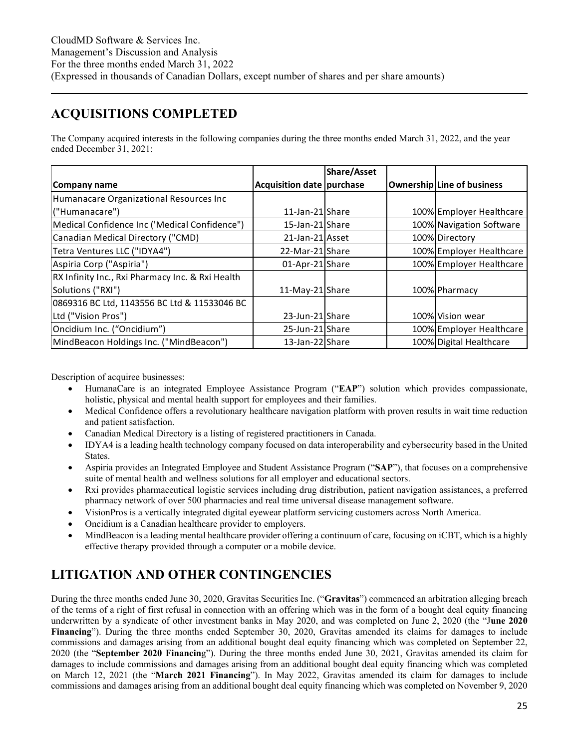# ACQUISITIONS COMPLETED

The Company acquired interests in the following companies during the three months ended March 31, 2022, and the year ended December 31, 2021:

| Company name | Acquisition date | Share/Asset purchase | Ownership | Line of business |
|---|---|---|---|---|
| Humanacare Organizational Resources Inc ("Humanacare") | 11-Jan-21 | Share | 100% | Employer Healthcare |
| Medical Confidence Inc ('Medical Confidence") | 15-Jan-21 | Share | 100% | Navigation Software |
| Canadian Medical Directory ("CMD) | 21-Jan-21 | Asset | 100% | Directory |
| Tetra Ventures LLC ("IDYA4") | 22-Mar-21 | Share | 100% | Employer Healthcare |
| Aspiria Corp ("Aspiria") | 01-Apr-21 | Share | 100% | Employer Healthcare |
| RX Infinity Inc., Rxi Pharmacy Inc. & Rxi Health Solutions ("RXI") | 11-May-21 | Share | 100% | Pharmacy |
| 0869316 BC Ltd, 1143556 BC Ltd & 11533046 BC Ltd ("Vision Pros") | 23-Jun-21 | Share | 100% | Vision wear |
| Oncidium Inc. ("Oncidium") | 25-Jun-21 | Share | 100% | Employer Healthcare |
| MindBeacon Holdings Inc. ("MindBeacon") | 13-Jan-22 | Share | 100% | Digital Healthcare |

Description of acquiree businesses:

- HumanaCare is an integrated Employee Assistance Program ("**EAP**") solution which provides compassionate, holistic, physical and mental health support for employees and their families.
- Medical Confidence offers a revolutionary healthcare navigation platform with proven results in wait time reduction and patient satisfaction.
- Canadian Medical Directory is a listing of registered practitioners in Canada.
- IDYA4 is a leading health technology company focused on data interoperability and cybersecurity based in the United States.
- Aspiria provides an Integrated Employee and Student Assistance Program ("**SAP**"), that focuses on a comprehensive suite of mental health and wellness solutions for all employer and educational sectors.
- Rxi provides pharmaceutical logistic services including drug distribution, patient navigation assistances, a preferred pharmacy network of over 500 pharmacies and real time universal disease management software.
- VisionPros is a vertically integrated digital eyewear platform servicing customers across North America.
- Oncidium is a Canadian healthcare provider to employers.
- MindBeacon is a leading mental healthcare provider offering a continuum of care, focusing on iCBT, which is a highly effective therapy provided through a computer or a mobile device.

# LITIGATION AND OTHER CONTINGENCIES

During the three months ended June 30, 2020, Gravitas Securities Inc. ("**Gravitas**") commenced an arbitration alleging breach of the terms of a right of first refusal in connection with an offering which was in the form of a bought deal equity financing underwritten by a syndicate of other investment banks in May 2020, and was completed on June 2, 2020 (the "**June 2020 Financing**"). During the three months ended September 30, 2020, Gravitas amended its claims for damages to include commissions and damages arising from an additional bought deal equity financing which was completed on September 22, 2020 (the "**September 2020 Financing**"). During the three months ended June 30, 2021, Gravitas amended its claim for damages to include commissions and damages arising from an additional bought deal equity financing which was completed on March 12, 2021 (the "**March 2021 Financing**"). In May 2022, Gravitas amended its claim for damages to include commissions and damages arising from an additional bought deal equity financing which was completed on November 9, 2020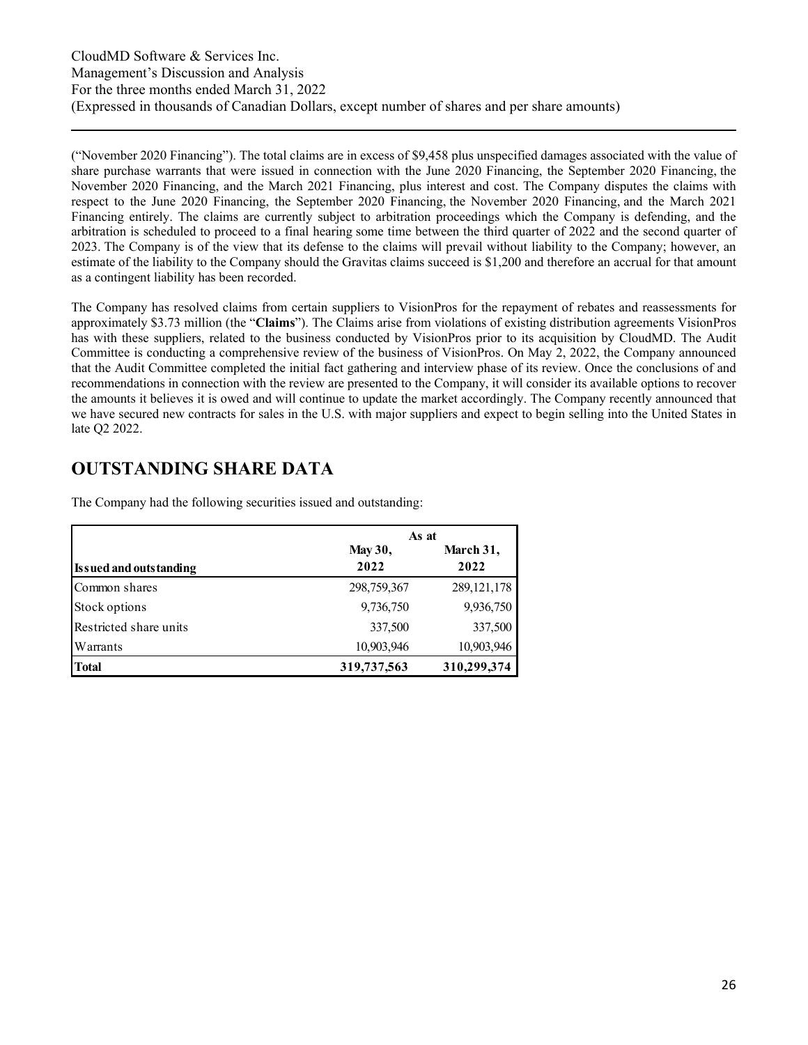("November 2020 Financing"). The total claims are in excess of $9,458 plus unspecified damages associated with the value of share purchase warrants that were issued in connection with the June 2020 Financing, the September 2020 Financing, the November 2020 Financing, and the March 2021 Financing, plus interest and cost. The Company disputes the claims with respect to the June 2020 Financing, the September 2020 Financing, the November 2020 Financing, and the March 2021 Financing entirely. The claims are currently subject to arbitration proceedings which the Company is defending, and the arbitration is scheduled to proceed to a final hearing some time between the third quarter of 2022 and the second quarter of 2023. The Company is of the view that its defense to the claims will prevail without liability to the Company; however, an estimate of the liability to the Company should the Gravitas claims succeed is $1,200 and therefore an accrual for that amount as a contingent liability has been recorded.

The Company has resolved claims from certain suppliers to VisionPros for the repayment of rebates and reassessments for approximately $3.73 million (the "**Claims**"). The Claims arise from violations of existing distribution agreements VisionPros has with these suppliers, related to the business conducted by VisionPros prior to its acquisition by CloudMD. The Audit Committee is conducting a comprehensive review of the business of VisionPros. On May 2, 2022, the Company announced that the Audit Committee completed the initial fact gathering and interview phase of its review. Once the conclusions of and recommendations in connection with the review are presented to the Company, it will consider its available options to recover the amounts it believes it is owed and will continue to update the market accordingly. The Company recently announced that we have secured new contracts for sales in the U.S. with major suppliers and expect to begin selling into the United States in late Q2 2022.

# OUTSTANDING SHARE DATA

The Company had the following securities issued and outstanding:

| | As at | |
|---|---|---|
| **Issued and outstanding** | **May 30, 2022** | **March 31, 2022** |
| Common shares | 298,759,367 | 289,121,178 |
| Stock options | 9,736,750 | 9,936,750 |
| Restricted share units | 337,500 | 337,500 |
| Warrants | 10,903,946 | 10,903,946 |
| **Total** | **319,737,563** | **310,299,374** |